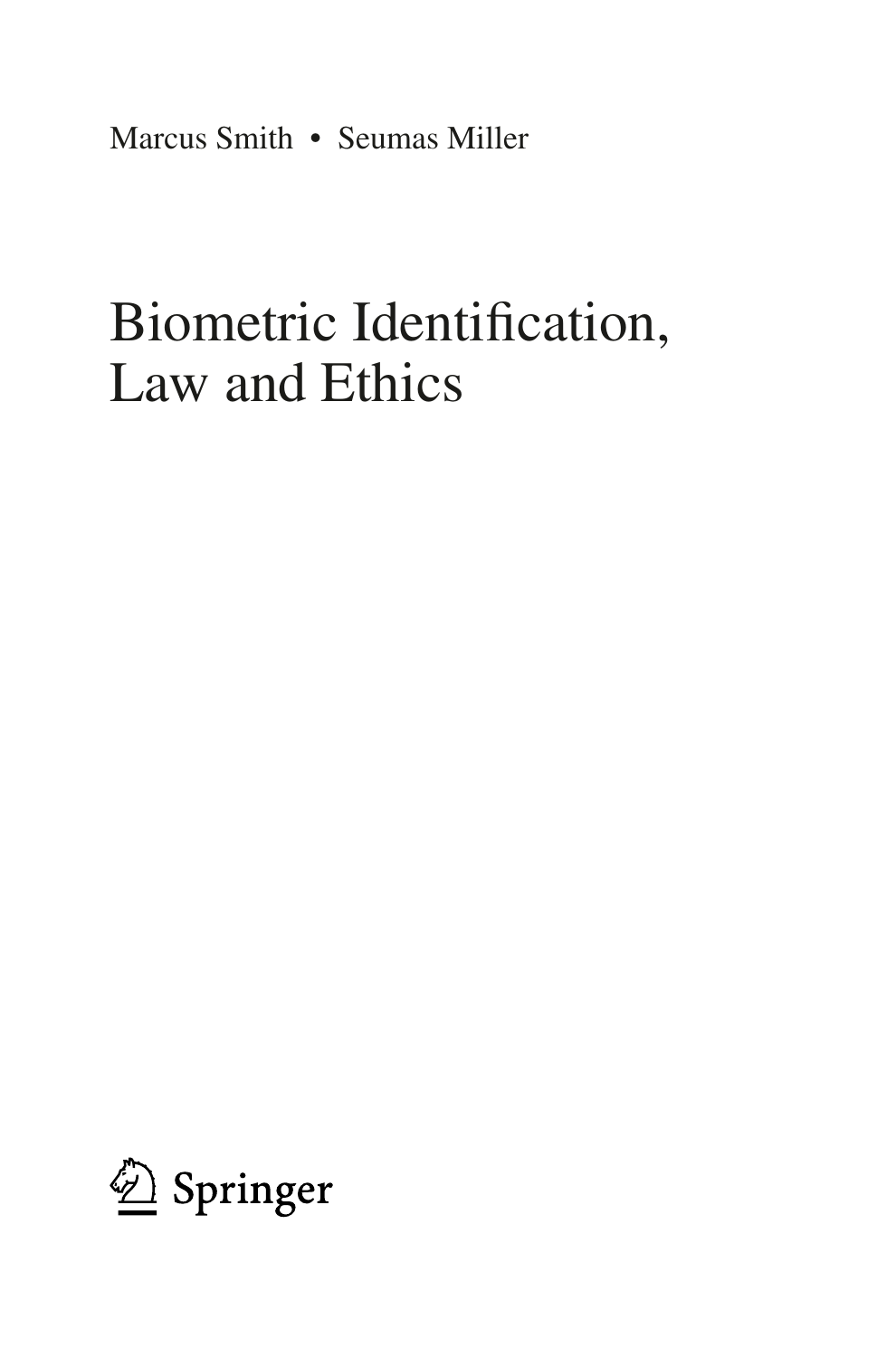Marcus Smith • Seumas Miller

# Biometric Identification, Law and Ethics

Springer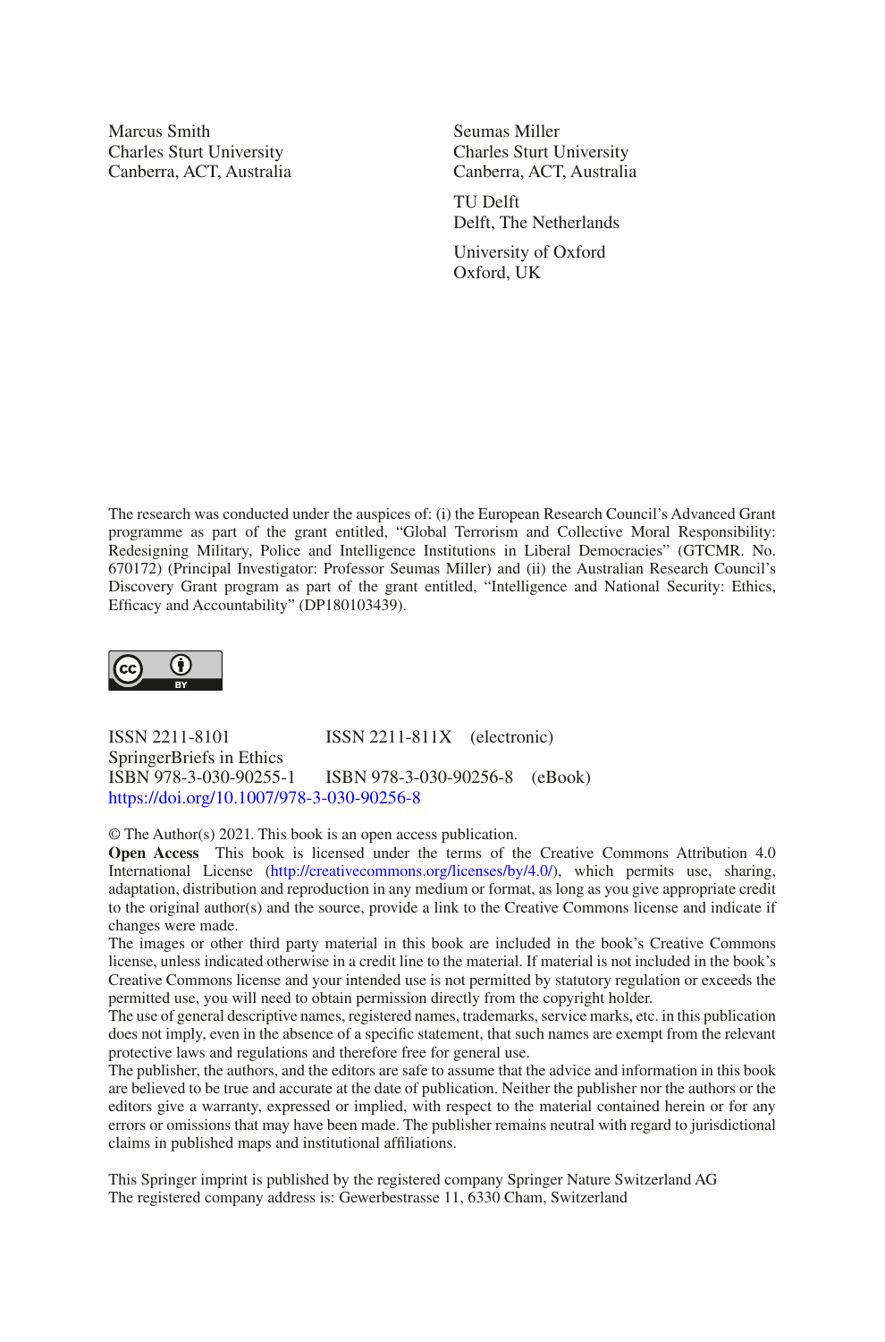Marcus Smith
Charles Sturt University
Canberra, ACT, Australia

Seumas Miller
Charles Sturt University
Canberra, ACT, Australia

TU Delft
Delft, The Netherlands

University of Oxford
Oxford, UK

The research was conducted under the auspices of: (i) the European Research Council's Advanced Grant programme as part of the grant entitled, "Global Terrorism and Collective Moral Responsibility: Redesigning Military, Police and Intelligence Institutions in Liberal Democracies" (GTCMR. No. 670172) (Principal Investigator: Professor Seumas Miller) and (ii) the Australian Research Council's Discovery Grant program as part of the grant entitled, "Intelligence and National Security: Ethics, Efficacy and Accountability" (DP180103439).

ISSN 2211-8101 ISSN 2211-811X (electronic)
SpringerBriefs in Ethics
ISBN 978-3-030-90255-1 ISBN 978-3-030-90256-8 (eBook)
https://doi.org/10.1007/978-3-030-90256-8

© The Author(s) 2021. This book is an open access publication.

**Open Access** This book is licensed under the terms of the Creative Commons Attribution 4.0 International License (http://creativecommons.org/licenses/by/4.0/), which permits use, sharing, adaptation, distribution and reproduction in any medium or format, as long as you give appropriate credit to the original author(s) and the source, provide a link to the Creative Commons license and indicate if changes were made.

The images or other third party material in this book are included in the book's Creative Commons license, unless indicated otherwise in a credit line to the material. If material is not included in the book's Creative Commons license and your intended use is not permitted by statutory regulation or exceeds the permitted use, you will need to obtain permission directly from the copyright holder.

The use of general descriptive names, registered names, trademarks, service marks, etc. in this publication does not imply, even in the absence of a specific statement, that such names are exempt from the relevant protective laws and regulations and therefore free for general use.

The publisher, the authors, and the editors are safe to assume that the advice and information in this book are believed to be true and accurate at the date of publication. Neither the publisher nor the authors or the editors give a warranty, expressed or implied, with respect to the material contained herein or for any errors or omissions that may have been made. The publisher remains neutral with regard to jurisdictional claims in published maps and institutional affiliations.

This Springer imprint is published by the registered company Springer Nature Switzerland AG
The registered company address is: Gewerbestrasse 11, 6330 Cham, Switzerland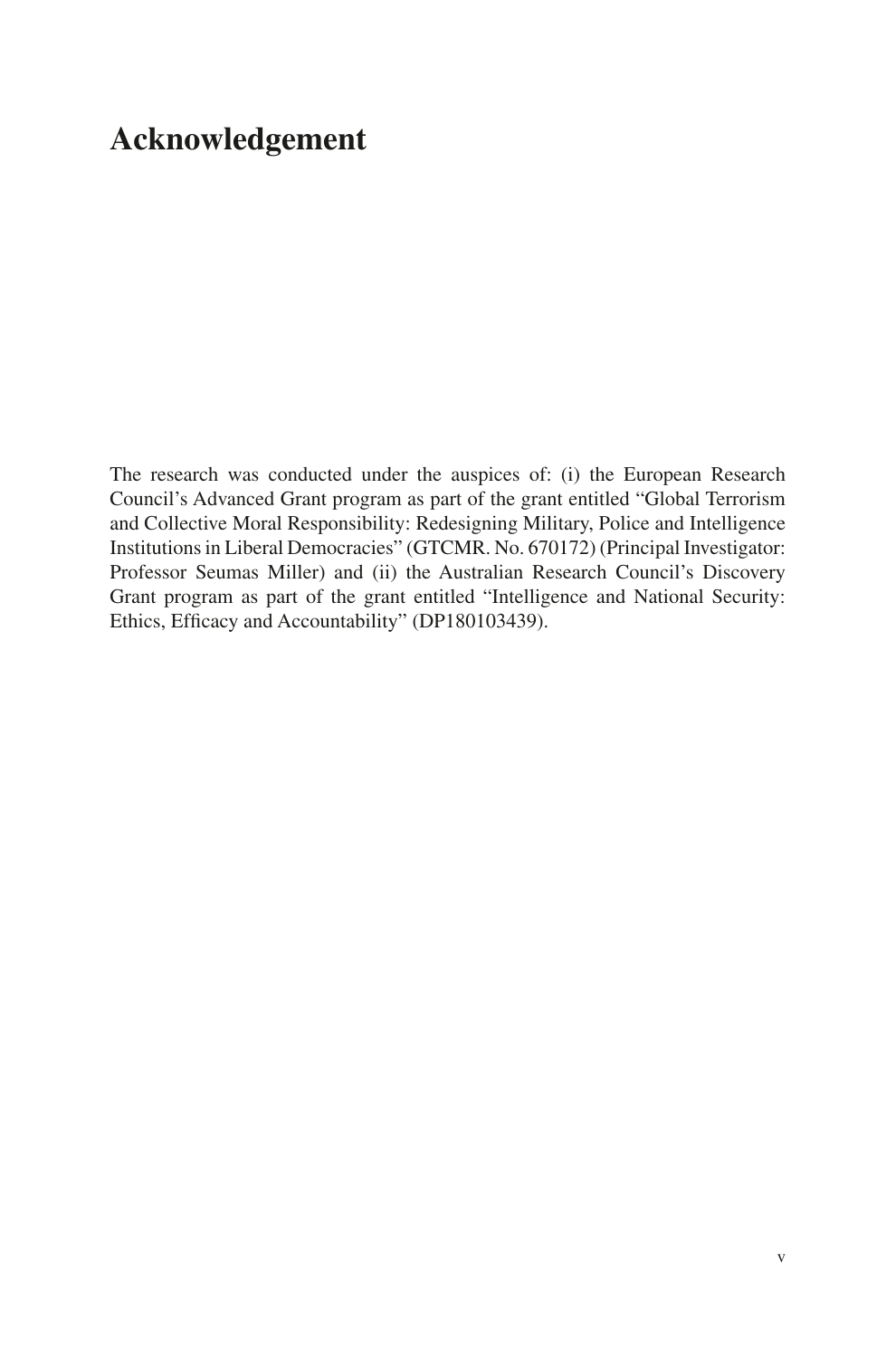# Acknowledgement

The research was conducted under the auspices of: (i) the European Research Council's Advanced Grant program as part of the grant entitled "Global Terrorism and Collective Moral Responsibility: Redesigning Military, Police and Intelligence Institutions in Liberal Democracies" (GTCMR. No. 670172) (Principal Investigator: Professor Seumas Miller) and (ii) the Australian Research Council's Discovery Grant program as part of the grant entitled "Intelligence and National Security: Ethics, Efficacy and Accountability" (DP180103439).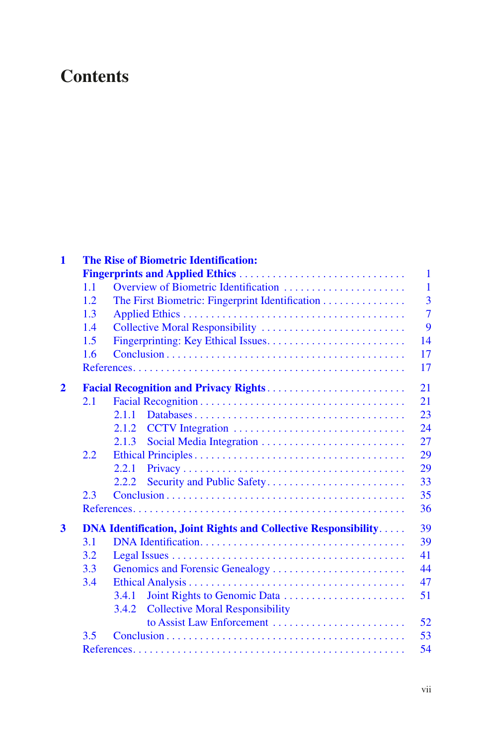# Contents

**1 The Rise of Biometric Identification: Fingerprints and Applied Ethics** . . . . . 1
- 1.1 Overview of Biometric Identification . . . . . 1
- 1.2 The First Biometric: Fingerprint Identification . . . . . 3
- 1.3 Applied Ethics . . . . . 7
- 1.4 Collective Moral Responsibility . . . . . 9
- 1.5 Fingerprinting: Key Ethical Issues . . . . . 14
- 1.6 Conclusion . . . . . 17
- References . . . . . 17

**2 Facial Recognition and Privacy Rights** . . . . . 21
- 2.1 Facial Recognition . . . . . 21
  - 2.1.1 Databases . . . . . 23
  - 2.1.2 CCTV Integration . . . . . 24
  - 2.1.3 Social Media Integration . . . . . 27
- 2.2 Ethical Principles . . . . . 29
  - 2.2.1 Privacy . . . . . 29
  - 2.2.2 Security and Public Safety . . . . . 33
- 2.3 Conclusion . . . . . 35
- References . . . . . 36

**3 DNA Identification, Joint Rights and Collective Responsibility** . . . . . 39
- 3.1 DNA Identification . . . . . 39
- 3.2 Legal Issues . . . . . 41
- 3.3 Genomics and Forensic Genealogy . . . . . 44
- 3.4 Ethical Analysis . . . . . 47
  - 3.4.1 Joint Rights to Genomic Data . . . . . 51
  - 3.4.2 Collective Moral Responsibility to Assist Law Enforcement . . . . . 52
- 3.5 Conclusion . . . . . 53
- References . . . . . 54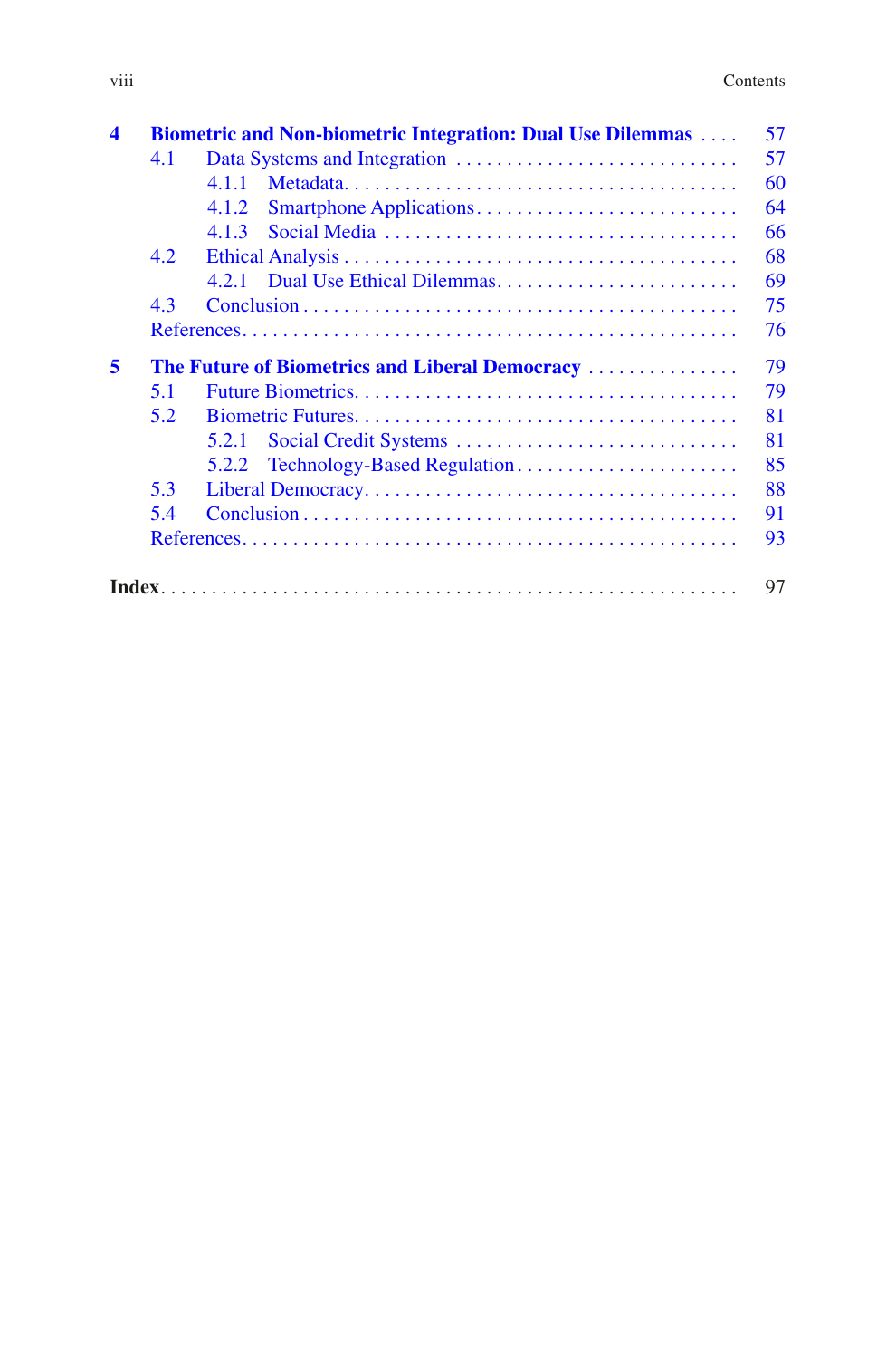**4 Biometric and Non-biometric Integration: Dual Use Dilemmas** .... 57

- 4.1 Data Systems and Integration ... 57
  - 4.1.1 Metadata ... 60
  - 4.1.2 Smartphone Applications ... 64
  - 4.1.3 Social Media ... 66
- 4.2 Ethical Analysis ... 68
  - 4.2.1 Dual Use Ethical Dilemmas ... 69
- 4.3 Conclusion ... 75
- References ... 76

**5 The Future of Biometrics and Liberal Democracy** ... 79

- 5.1 Future Biometrics ... 79
- 5.2 Biometric Futures ... 81
  - 5.2.1 Social Credit Systems ... 81
  - 5.2.2 Technology-Based Regulation ... 85
- 5.3 Liberal Democracy ... 88
- 5.4 Conclusion ... 91
- References ... 93

**Index** ... 97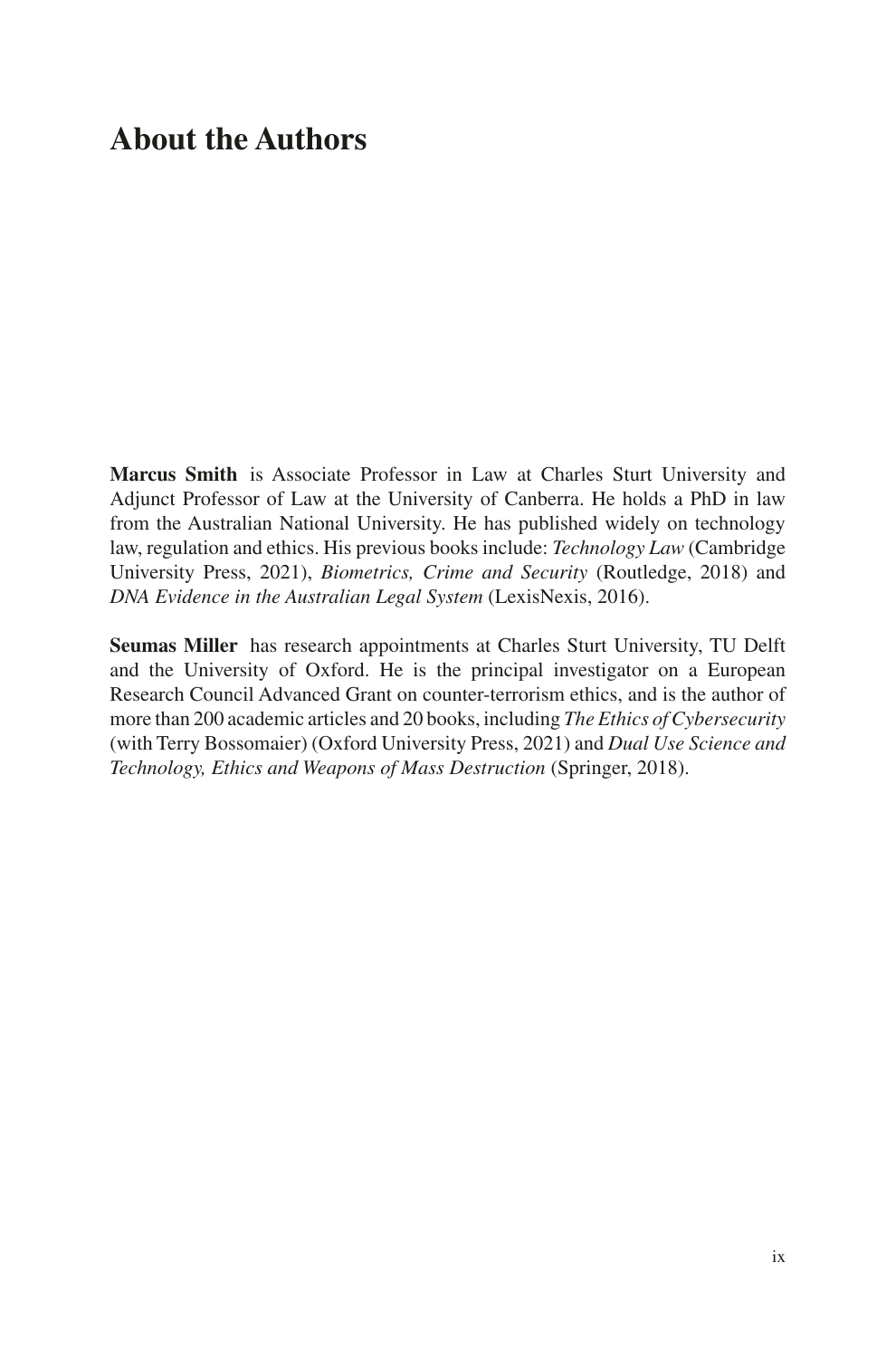# About the Authors

**Marcus Smith** is Associate Professor in Law at Charles Sturt University and Adjunct Professor of Law at the University of Canberra. He holds a PhD in law from the Australian National University. He has published widely on technology law, regulation and ethics. His previous books include: *Technology Law* (Cambridge University Press, 2021), *Biometrics, Crime and Security* (Routledge, 2018) and *DNA Evidence in the Australian Legal System* (LexisNexis, 2016).

**Seumas Miller** has research appointments at Charles Sturt University, TU Delft and the University of Oxford. He is the principal investigator on a European Research Council Advanced Grant on counter-terrorism ethics, and is the author of more than 200 academic articles and 20 books, including *The Ethics of Cybersecurity* (with Terry Bossomaier) (Oxford University Press, 2021) and *Dual Use Science and Technology, Ethics and Weapons of Mass Destruction* (Springer, 2018).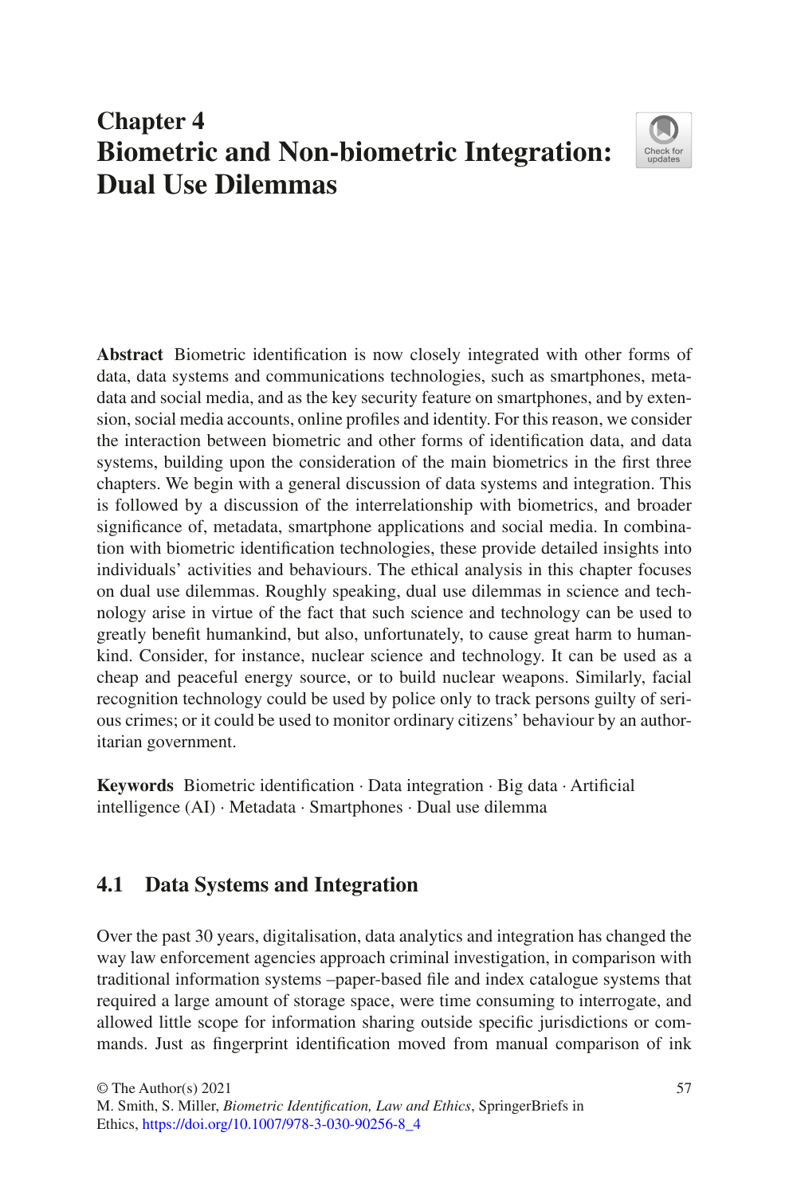# Chapter 4
# Biometric and Non-biometric Integration: Dual Use Dilemmas

**Abstract** Biometric identification is now closely integrated with other forms of data, data systems and communications technologies, such as smartphones, metadata and social media, and as the key security feature on smartphones, and by extension, social media accounts, online profiles and identity. For this reason, we consider the interaction between biometric and other forms of identification data, and data systems, building upon the consideration of the main biometrics in the first three chapters. We begin with a general discussion of data systems and integration. This is followed by a discussion of the interrelationship with biometrics, and broader significance of, metadata, smartphone applications and social media. In combination with biometric identification technologies, these provide detailed insights into individuals' activities and behaviours. The ethical analysis in this chapter focuses on dual use dilemmas. Roughly speaking, dual use dilemmas in science and technology arise in virtue of the fact that such science and technology can be used to greatly benefit humankind, but also, unfortunately, to cause great harm to humankind. Consider, for instance, nuclear science and technology. It can be used as a cheap and peaceful energy source, or to build nuclear weapons. Similarly, facial recognition technology could be used by police only to track persons guilty of serious crimes; or it could be used to monitor ordinary citizens' behaviour by an authoritarian government.

**Keywords** Biometric identification · Data integration · Big data · Artificial intelligence (AI) · Metadata · Smartphones · Dual use dilemma

## 4.1 Data Systems and Integration

Over the past 30 years, digitalisation, data analytics and integration has changed the way law enforcement agencies approach criminal investigation, in comparison with traditional information systems –paper-based file and index catalogue systems that required a large amount of storage space, were time consuming to interrogate, and allowed little scope for information sharing outside specific jurisdictions or commands. Just as fingerprint identification moved from manual comparison of ink

© The Author(s) 2021
M. Smith, S. Miller, *Biometric Identification, Law and Ethics*, SpringerBriefs in Ethics, https://doi.org/10.1007/978-3-030-90256-8_4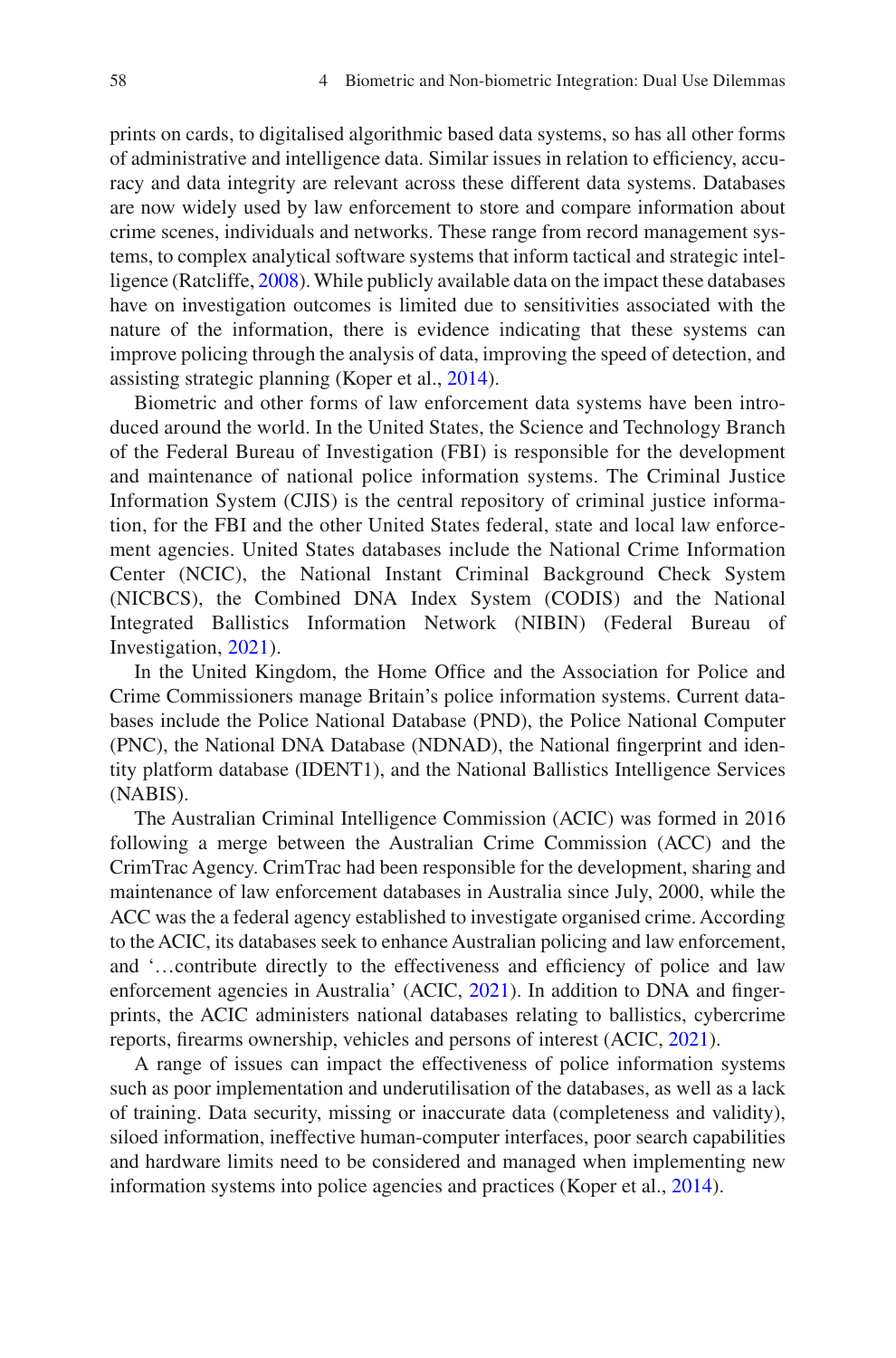prints on cards, to digitalised algorithmic based data systems, so has all other forms of administrative and intelligence data. Similar issues in relation to efficiency, accuracy and data integrity are relevant across these different data systems. Databases are now widely used by law enforcement to store and compare information about crime scenes, individuals and networks. These range from record management systems, to complex analytical software systems that inform tactical and strategic intelligence (Ratcliffe, 2008). While publicly available data on the impact these databases have on investigation outcomes is limited due to sensitivities associated with the nature of the information, there is evidence indicating that these systems can improve policing through the analysis of data, improving the speed of detection, and assisting strategic planning (Koper et al., 2014).

Biometric and other forms of law enforcement data systems have been introduced around the world. In the United States, the Science and Technology Branch of the Federal Bureau of Investigation (FBI) is responsible for the development and maintenance of national police information systems. The Criminal Justice Information System (CJIS) is the central repository of criminal justice information, for the FBI and the other United States federal, state and local law enforcement agencies. United States databases include the National Crime Information Center (NCIC), the National Instant Criminal Background Check System (NICBCS), the Combined DNA Index System (CODIS) and the National Integrated Ballistics Information Network (NIBIN) (Federal Bureau of Investigation, 2021).

In the United Kingdom, the Home Office and the Association for Police and Crime Commissioners manage Britain's police information systems. Current databases include the Police National Database (PND), the Police National Computer (PNC), the National DNA Database (NDNAD), the National fingerprint and identity platform database (IDENT1), and the National Ballistics Intelligence Services (NABIS).

The Australian Criminal Intelligence Commission (ACIC) was formed in 2016 following a merge between the Australian Crime Commission (ACC) and the CrimTrac Agency. CrimTrac had been responsible for the development, sharing and maintenance of law enforcement databases in Australia since July, 2000, while the ACC was the a federal agency established to investigate organised crime. According to the ACIC, its databases seek to enhance Australian policing and law enforcement, and '…contribute directly to the effectiveness and efficiency of police and law enforcement agencies in Australia' (ACIC, 2021). In addition to DNA and fingerprints, the ACIC administers national databases relating to ballistics, cybercrime reports, firearms ownership, vehicles and persons of interest (ACIC, 2021).

A range of issues can impact the effectiveness of police information systems such as poor implementation and underutilisation of the databases, as well as a lack of training. Data security, missing or inaccurate data (completeness and validity), siloed information, ineffective human-computer interfaces, poor search capabilities and hardware limits need to be considered and managed when implementing new information systems into police agencies and practices (Koper et al., 2014).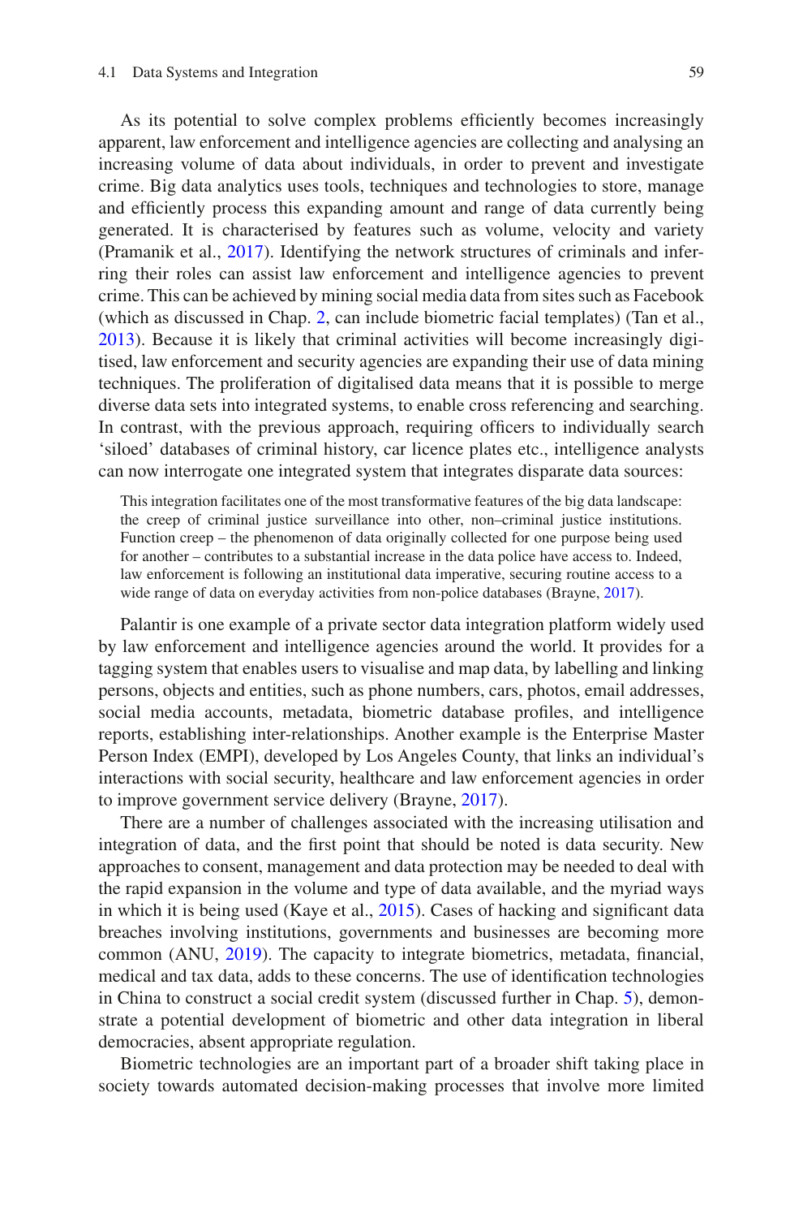As its potential to solve complex problems efficiently becomes increasingly apparent, law enforcement and intelligence agencies are collecting and analysing an increasing volume of data about individuals, in order to prevent and investigate crime. Big data analytics uses tools, techniques and technologies to store, manage and efficiently process this expanding amount and range of data currently being generated. It is characterised by features such as volume, velocity and variety (Pramanik et al., 2017). Identifying the network structures of criminals and inferring their roles can assist law enforcement and intelligence agencies to prevent crime. This can be achieved by mining social media data from sites such as Facebook (which as discussed in Chap. 2, can include biometric facial templates) (Tan et al., 2013). Because it is likely that criminal activities will become increasingly digitised, law enforcement and security agencies are expanding their use of data mining techniques. The proliferation of digitalised data means that it is possible to merge diverse data sets into integrated systems, to enable cross referencing and searching. In contrast, with the previous approach, requiring officers to individually search 'siloed' databases of criminal history, car licence plates etc., intelligence analysts can now interrogate one integrated system that integrates disparate data sources:

> This integration facilitates one of the most transformative features of the big data landscape: the creep of criminal justice surveillance into other, non–criminal justice institutions. Function creep – the phenomenon of data originally collected for one purpose being used for another – contributes to a substantial increase in the data police have access to. Indeed, law enforcement is following an institutional data imperative, securing routine access to a wide range of data on everyday activities from non-police databases (Brayne, 2017).

Palantir is one example of a private sector data integration platform widely used by law enforcement and intelligence agencies around the world. It provides for a tagging system that enables users to visualise and map data, by labelling and linking persons, objects and entities, such as phone numbers, cars, photos, email addresses, social media accounts, metadata, biometric database profiles, and intelligence reports, establishing inter-relationships. Another example is the Enterprise Master Person Index (EMPI), developed by Los Angeles County, that links an individual's interactions with social security, healthcare and law enforcement agencies in order to improve government service delivery (Brayne, 2017).

There are a number of challenges associated with the increasing utilisation and integration of data, and the first point that should be noted is data security. New approaches to consent, management and data protection may be needed to deal with the rapid expansion in the volume and type of data available, and the myriad ways in which it is being used (Kaye et al., 2015). Cases of hacking and significant data breaches involving institutions, governments and businesses are becoming more common (ANU, 2019). The capacity to integrate biometrics, metadata, financial, medical and tax data, adds to these concerns. The use of identification technologies in China to construct a social credit system (discussed further in Chap. 5), demonstrate a potential development of biometric and other data integration in liberal democracies, absent appropriate regulation.

Biometric technologies are an important part of a broader shift taking place in society towards automated decision-making processes that involve more limited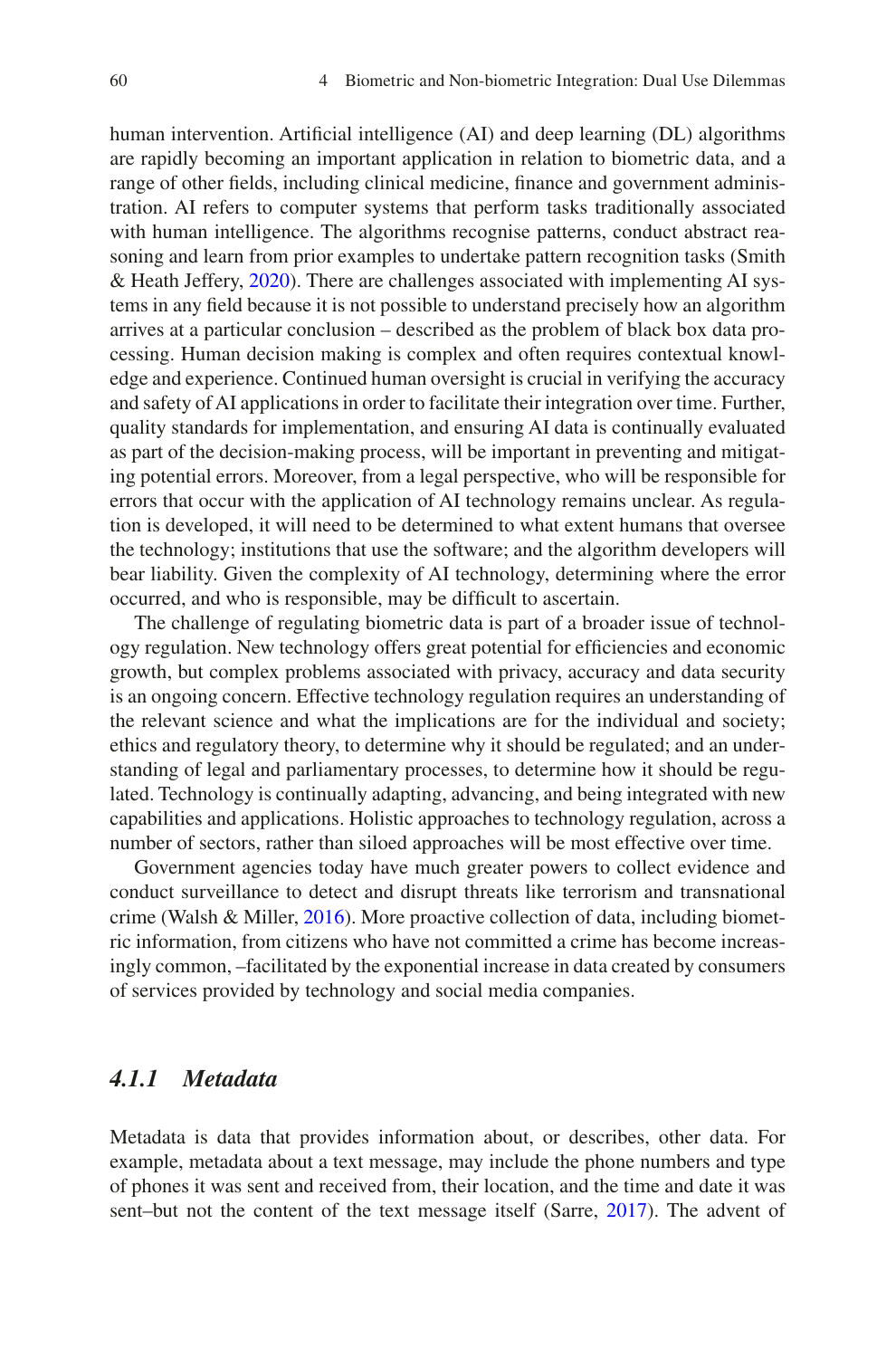human intervention. Artificial intelligence (AI) and deep learning (DL) algorithms are rapidly becoming an important application in relation to biometric data, and a range of other fields, including clinical medicine, finance and government administration. AI refers to computer systems that perform tasks traditionally associated with human intelligence. The algorithms recognise patterns, conduct abstract reasoning and learn from prior examples to undertake pattern recognition tasks (Smith & Heath Jeffery, 2020). There are challenges associated with implementing AI systems in any field because it is not possible to understand precisely how an algorithm arrives at a particular conclusion – described as the problem of black box data processing. Human decision making is complex and often requires contextual knowledge and experience. Continued human oversight is crucial in verifying the accuracy and safety of AI applications in order to facilitate their integration over time. Further, quality standards for implementation, and ensuring AI data is continually evaluated as part of the decision-making process, will be important in preventing and mitigating potential errors. Moreover, from a legal perspective, who will be responsible for errors that occur with the application of AI technology remains unclear. As regulation is developed, it will need to be determined to what extent humans that oversee the technology; institutions that use the software; and the algorithm developers will bear liability. Given the complexity of AI technology, determining where the error occurred, and who is responsible, may be difficult to ascertain.

The challenge of regulating biometric data is part of a broader issue of technology regulation. New technology offers great potential for efficiencies and economic growth, but complex problems associated with privacy, accuracy and data security is an ongoing concern. Effective technology regulation requires an understanding of the relevant science and what the implications are for the individual and society; ethics and regulatory theory, to determine why it should be regulated; and an understanding of legal and parliamentary processes, to determine how it should be regulated. Technology is continually adapting, advancing, and being integrated with new capabilities and applications. Holistic approaches to technology regulation, across a number of sectors, rather than siloed approaches will be most effective over time.

Government agencies today have much greater powers to collect evidence and conduct surveillance to detect and disrupt threats like terrorism and transnational crime (Walsh & Miller, 2016). More proactive collection of data, including biometric information, from citizens who have not committed a crime has become increasingly common, –facilitated by the exponential increase in data created by consumers of services provided by technology and social media companies.

### *4.1.1 Metadata*

Metadata is data that provides information about, or describes, other data. For example, metadata about a text message, may include the phone numbers and type of phones it was sent and received from, their location, and the time and date it was sent–but not the content of the text message itself (Sarre, 2017). The advent of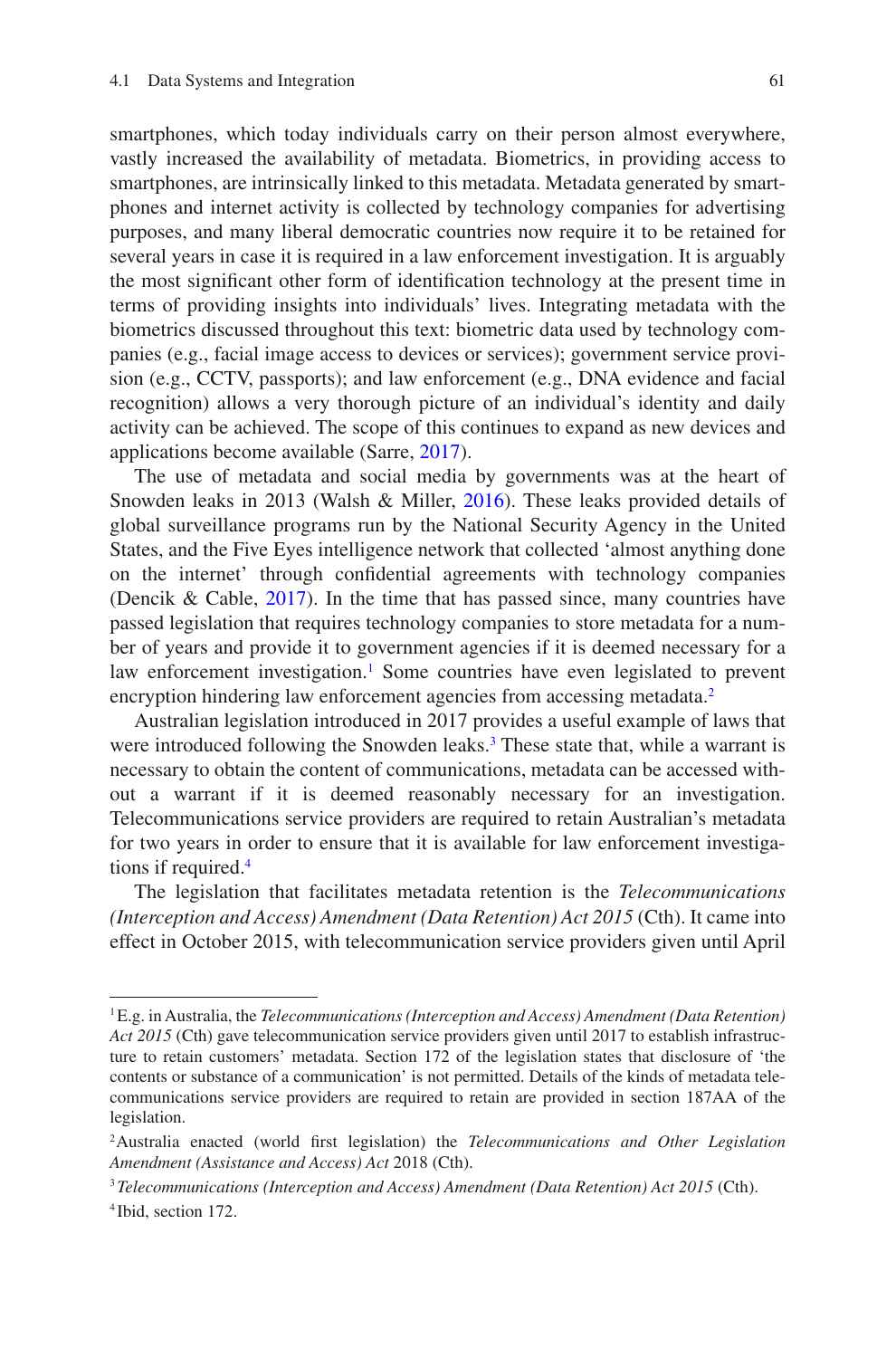smartphones, which today individuals carry on their person almost everywhere, vastly increased the availability of metadata. Biometrics, in providing access to smartphones, are intrinsically linked to this metadata. Metadata generated by smartphones and internet activity is collected by technology companies for advertising purposes, and many liberal democratic countries now require it to be retained for several years in case it is required in a law enforcement investigation. It is arguably the most significant other form of identification technology at the present time in terms of providing insights into individuals' lives. Integrating metadata with the biometrics discussed throughout this text: biometric data used by technology companies (e.g., facial image access to devices or services); government service provision (e.g., CCTV, passports); and law enforcement (e.g., DNA evidence and facial recognition) allows a very thorough picture of an individual's identity and daily activity can be achieved. The scope of this continues to expand as new devices and applications become available (Sarre, 2017).

The use of metadata and social media by governments was at the heart of Snowden leaks in 2013 (Walsh & Miller, 2016). These leaks provided details of global surveillance programs run by the National Security Agency in the United States, and the Five Eyes intelligence network that collected 'almost anything done on the internet' through confidential agreements with technology companies (Dencik & Cable, 2017). In the time that has passed since, many countries have passed legislation that requires technology companies to store metadata for a number of years and provide it to government agencies if it is deemed necessary for a law enforcement investigation.[1] Some countries have even legislated to prevent encryption hindering law enforcement agencies from accessing metadata.[2]

Australian legislation introduced in 2017 provides a useful example of laws that were introduced following the Snowden leaks.[3] These state that, while a warrant is necessary to obtain the content of communications, metadata can be accessed without a warrant if it is deemed reasonably necessary for an investigation. Telecommunications service providers are required to retain Australian's metadata for two years in order to ensure that it is available for law enforcement investigations if required.[4]

The legislation that facilitates metadata retention is the *Telecommunications (Interception and Access) Amendment (Data Retention) Act 2015* (Cth). It came into effect in October 2015, with telecommunication service providers given until April

---

[1] E.g. in Australia, the *Telecommunications (Interception and Access) Amendment (Data Retention) Act 2015* (Cth) gave telecommunication service providers given until 2017 to establish infrastructure to retain customers' metadata. Section 172 of the legislation states that disclosure of 'the contents or substance of a communication' is not permitted. Details of the kinds of metadata telecommunications service providers are required to retain are provided in section 187AA of the legislation.

[2] Australia enacted (world first legislation) the *Telecommunications and Other Legislation Amendment (Assistance and Access) Act* 2018 (Cth).

[3] *Telecommunications (Interception and Access) Amendment (Data Retention) Act 2015* (Cth).

[4] Ibid, section 172.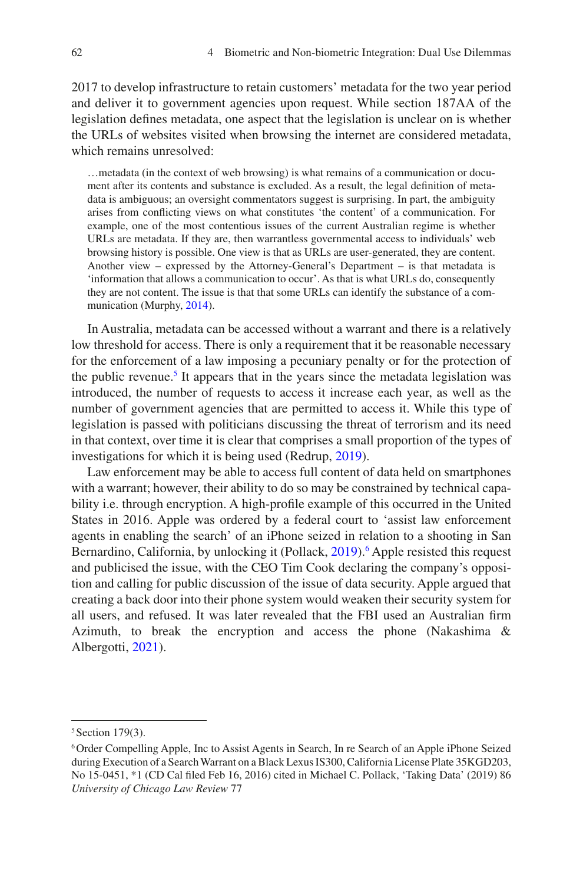2017 to develop infrastructure to retain customers' metadata for the two year period and deliver it to government agencies upon request. While section 187AA of the legislation defines metadata, one aspect that the legislation is unclear on is whether the URLs of websites visited when browsing the internet are considered metadata, which remains unresolved:

> …metadata (in the context of web browsing) is what remains of a communication or document after its contents and substance is excluded. As a result, the legal definition of metadata is ambiguous; an oversight commentators suggest is surprising. In part, the ambiguity arises from conflicting views on what constitutes 'the content' of a communication. For example, one of the most contentious issues of the current Australian regime is whether URLs are metadata. If they are, then warrantless governmental access to individuals' web browsing history is possible. One view is that as URLs are user-generated, they are content. Another view – expressed by the Attorney-General's Department – is that metadata is 'information that allows a communication to occur'. As that is what URLs do, consequently they are not content. The issue is that that some URLs can identify the substance of a communication (Murphy, 2014).

In Australia, metadata can be accessed without a warrant and there is a relatively low threshold for access. There is only a requirement that it be reasonable necessary for the enforcement of a law imposing a pecuniary penalty or for the protection of the public revenue.[5] It appears that in the years since the metadata legislation was introduced, the number of requests to access it increase each year, as well as the number of government agencies that are permitted to access it. While this type of legislation is passed with politicians discussing the threat of terrorism and its need in that context, over time it is clear that comprises a small proportion of the types of investigations for which it is being used (Redrup, 2019).

Law enforcement may be able to access full content of data held on smartphones with a warrant; however, their ability to do so may be constrained by technical capability i.e. through encryption. A high-profile example of this occurred in the United States in 2016. Apple was ordered by a federal court to 'assist law enforcement agents in enabling the search' of an iPhone seized in relation to a shooting in San Bernardino, California, by unlocking it (Pollack, 2019).[6] Apple resisted this request and publicised the issue, with the CEO Tim Cook declaring the company's opposition and calling for public discussion of the issue of data security. Apple argued that creating a back door into their phone system would weaken their security system for all users, and refused. It was later revealed that the FBI used an Australian firm Azimuth, to break the encryption and access the phone (Nakashima & Albergotti, 2021).

---

[5] Section 179(3).

[6] Order Compelling Apple, Inc to Assist Agents in Search, In re Search of an Apple iPhone Seized during Execution of a Search Warrant on a Black Lexus IS300, California License Plate 35KGD203, No 15-0451, *1 (CD Cal filed Feb 16, 2016) cited in Michael C. Pollack, 'Taking Data' (2019) 86 *University of Chicago Law Review* 77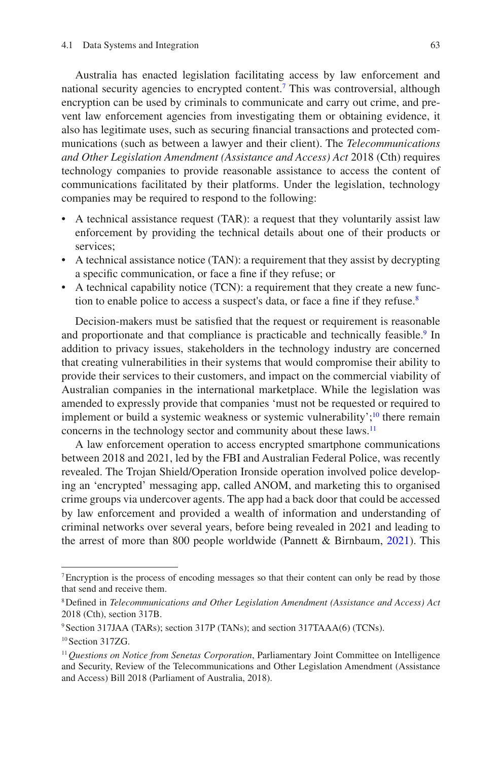Australia has enacted legislation facilitating access by law enforcement and national security agencies to encrypted content.[7] This was controversial, although encryption can be used by criminals to communicate and carry out crime, and prevent law enforcement agencies from investigating them or obtaining evidence, it also has legitimate uses, such as securing financial transactions and protected communications (such as between a lawyer and their client). The *Telecommunications and Other Legislation Amendment (Assistance and Access) Act* 2018 (Cth) requires technology companies to provide reasonable assistance to access the content of communications facilitated by their platforms. Under the legislation, technology companies may be required to respond to the following:

- A technical assistance request (TAR): a request that they voluntarily assist law enforcement by providing the technical details about one of their products or services;
- A technical assistance notice (TAN): a requirement that they assist by decrypting a specific communication, or face a fine if they refuse; or
- A technical capability notice (TCN): a requirement that they create a new function to enable police to access a suspect's data, or face a fine if they refuse.[8]

Decision-makers must be satisfied that the request or requirement is reasonable and proportionate and that compliance is practicable and technically feasible.[9] In addition to privacy issues, stakeholders in the technology industry are concerned that creating vulnerabilities in their systems that would compromise their ability to provide their services to their customers, and impact on the commercial viability of Australian companies in the international marketplace. While the legislation was amended to expressly provide that companies 'must not be requested or required to implement or build a systemic weakness or systemic vulnerability';[10] there remain concerns in the technology sector and community about these laws.[11]

A law enforcement operation to access encrypted smartphone communications between 2018 and 2021, led by the FBI and Australian Federal Police, was recently revealed. The Trojan Shield/Operation Ironside operation involved police developing an 'encrypted' messaging app, called ANOM, and marketing this to organised crime groups via undercover agents. The app had a back door that could be accessed by law enforcement and provided a wealth of information and understanding of criminal networks over several years, before being revealed in 2021 and leading to the arrest of more than 800 people worldwide (Pannett & Birnbaum, 2021). This

---

[7] Encryption is the process of encoding messages so that their content can only be read by those that send and receive them.

[8] Defined in *Telecommunications and Other Legislation Amendment (Assistance and Access) Act* 2018 (Cth), section 317B.

[9] Section 317JAA (TARs); section 317P (TANs); and section 317TAAA(6) (TCNs).

[10] Section 317ZG.

[11] *Questions on Notice from Senetas Corporation*, Parliamentary Joint Committee on Intelligence and Security, Review of the Telecommunications and Other Legislation Amendment (Assistance and Access) Bill 2018 (Parliament of Australia, 2018).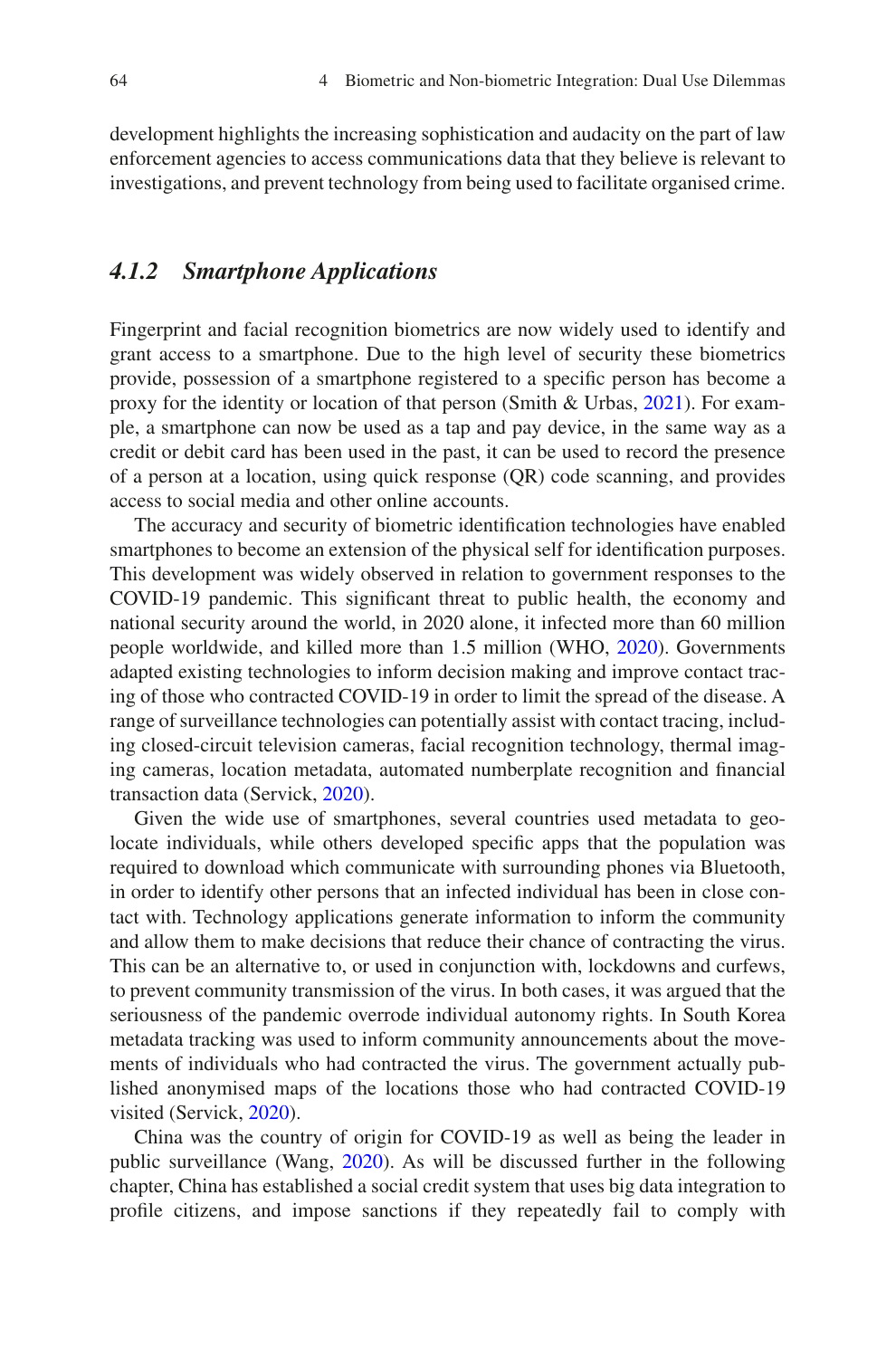development highlights the increasing sophistication and audacity on the part of law enforcement agencies to access communications data that they believe is relevant to investigations, and prevent technology from being used to facilitate organised crime.

### *4.1.2 Smartphone Applications*

Fingerprint and facial recognition biometrics are now widely used to identify and grant access to a smartphone. Due to the high level of security these biometrics provide, possession of a smartphone registered to a specific person has become a proxy for the identity or location of that person (Smith & Urbas, 2021). For example, a smartphone can now be used as a tap and pay device, in the same way as a credit or debit card has been used in the past, it can be used to record the presence of a person at a location, using quick response (QR) code scanning, and provides access to social media and other online accounts.

The accuracy and security of biometric identification technologies have enabled smartphones to become an extension of the physical self for identification purposes. This development was widely observed in relation to government responses to the COVID-19 pandemic. This significant threat to public health, the economy and national security around the world, in 2020 alone, it infected more than 60 million people worldwide, and killed more than 1.5 million (WHO, 2020). Governments adapted existing technologies to inform decision making and improve contact tracing of those who contracted COVID-19 in order to limit the spread of the disease. A range of surveillance technologies can potentially assist with contact tracing, including closed-circuit television cameras, facial recognition technology, thermal imaging cameras, location metadata, automated numberplate recognition and financial transaction data (Servick, 2020).

Given the wide use of smartphones, several countries used metadata to geolocate individuals, while others developed specific apps that the population was required to download which communicate with surrounding phones via Bluetooth, in order to identify other persons that an infected individual has been in close contact with. Technology applications generate information to inform the community and allow them to make decisions that reduce their chance of contracting the virus. This can be an alternative to, or used in conjunction with, lockdowns and curfews, to prevent community transmission of the virus. In both cases, it was argued that the seriousness of the pandemic overrode individual autonomy rights. In South Korea metadata tracking was used to inform community announcements about the movements of individuals who had contracted the virus. The government actually published anonymised maps of the locations those who had contracted COVID-19 visited (Servick, 2020).

China was the country of origin for COVID-19 as well as being the leader in public surveillance (Wang, 2020). As will be discussed further in the following chapter, China has established a social credit system that uses big data integration to profile citizens, and impose sanctions if they repeatedly fail to comply with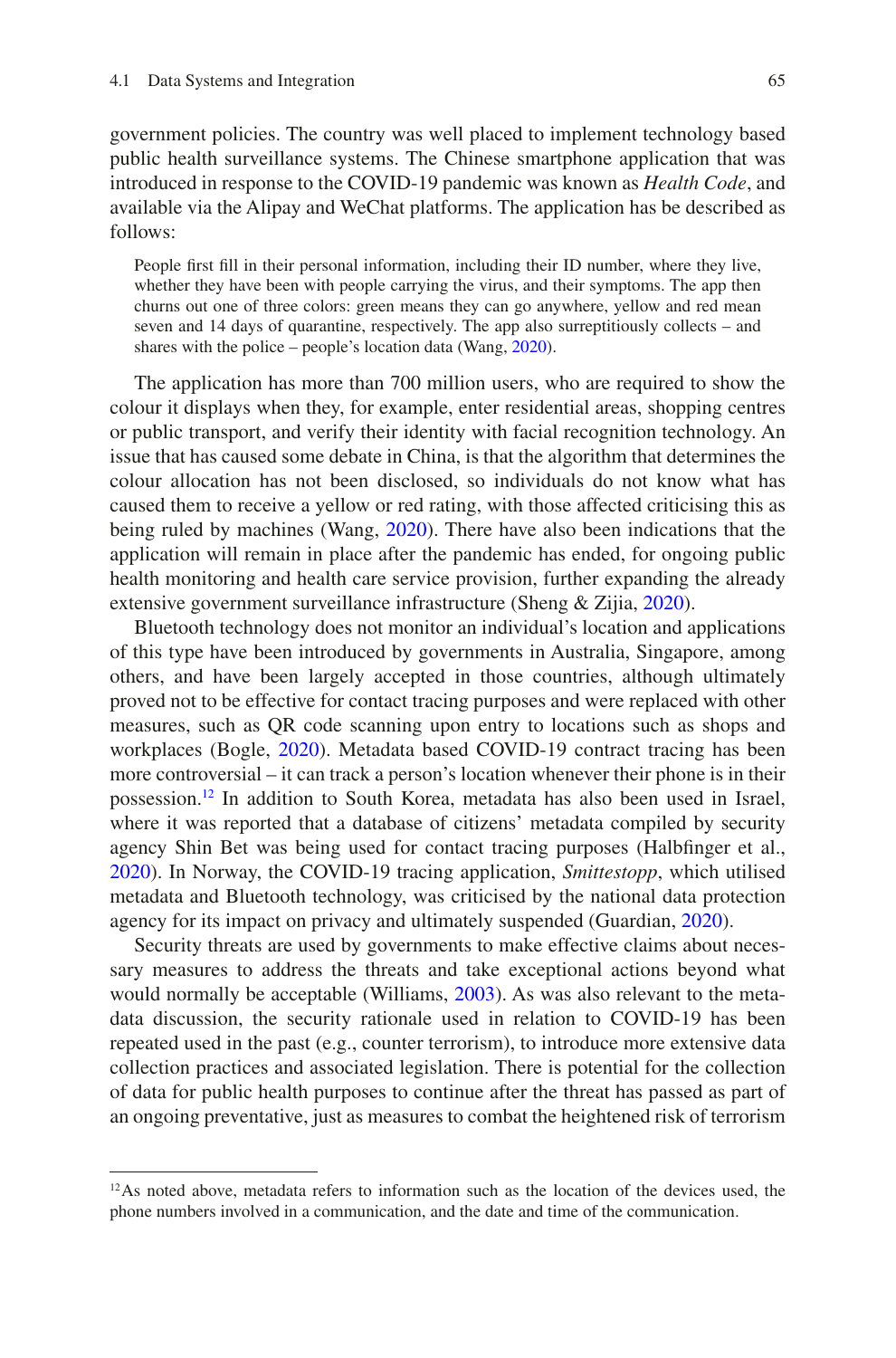government policies. The country was well placed to implement technology based public health surveillance systems. The Chinese smartphone application that was introduced in response to the COVID-19 pandemic was known as *Health Code*, and available via the Alipay and WeChat platforms. The application has be described as follows:

> People first fill in their personal information, including their ID number, where they live, whether they have been with people carrying the virus, and their symptoms. The app then churns out one of three colors: green means they can go anywhere, yellow and red mean seven and 14 days of quarantine, respectively. The app also surreptitiously collects – and shares with the police – people's location data (Wang, 2020).

The application has more than 700 million users, who are required to show the colour it displays when they, for example, enter residential areas, shopping centres or public transport, and verify their identity with facial recognition technology. An issue that has caused some debate in China, is that the algorithm that determines the colour allocation has not been disclosed, so individuals do not know what has caused them to receive a yellow or red rating, with those affected criticising this as being ruled by machines (Wang, 2020). There have also been indications that the application will remain in place after the pandemic has ended, for ongoing public health monitoring and health care service provision, further expanding the already extensive government surveillance infrastructure (Sheng & Zijia, 2020).

Bluetooth technology does not monitor an individual's location and applications of this type have been introduced by governments in Australia, Singapore, among others, and have been largely accepted in those countries, although ultimately proved not to be effective for contact tracing purposes and were replaced with other measures, such as QR code scanning upon entry to locations such as shops and workplaces (Bogle, 2020). Metadata based COVID-19 contract tracing has been more controversial – it can track a person's location whenever their phone is in their possession.[12] In addition to South Korea, metadata has also been used in Israel, where it was reported that a database of citizens' metadata compiled by security agency Shin Bet was being used for contact tracing purposes (Halbfinger et al., 2020). In Norway, the COVID-19 tracing application, *Smittestopp*, which utilised metadata and Bluetooth technology, was criticised by the national data protection agency for its impact on privacy and ultimately suspended (Guardian, 2020).

Security threats are used by governments to make effective claims about necessary measures to address the threats and take exceptional actions beyond what would normally be acceptable (Williams, 2003). As was also relevant to the metadata discussion, the security rationale used in relation to COVID-19 has been repeated used in the past (e.g., counter terrorism), to introduce more extensive data collection practices and associated legislation. There is potential for the collection of data for public health purposes to continue after the threat has passed as part of an ongoing preventative, just as measures to combat the heightened risk of terrorism

---

[12] As noted above, metadata refers to information such as the location of the devices used, the phone numbers involved in a communication, and the date and time of the communication.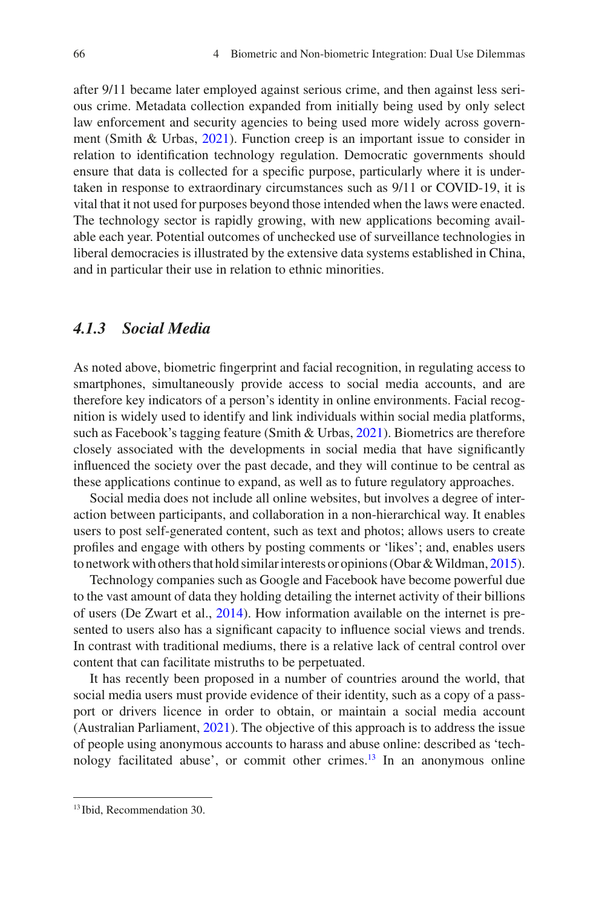after 9/11 became later employed against serious crime, and then against less serious crime. Metadata collection expanded from initially being used by only select law enforcement and security agencies to being used more widely across government (Smith & Urbas, 2021). Function creep is an important issue to consider in relation to identification technology regulation. Democratic governments should ensure that data is collected for a specific purpose, particularly where it is undertaken in response to extraordinary circumstances such as 9/11 or COVID-19, it is vital that it not used for purposes beyond those intended when the laws were enacted. The technology sector is rapidly growing, with new applications becoming available each year. Potential outcomes of unchecked use of surveillance technologies in liberal democracies is illustrated by the extensive data systems established in China, and in particular their use in relation to ethnic minorities.

### *4.1.3 Social Media*

As noted above, biometric fingerprint and facial recognition, in regulating access to smartphones, simultaneously provide access to social media accounts, and are therefore key indicators of a person's identity in online environments. Facial recognition is widely used to identify and link individuals within social media platforms, such as Facebook's tagging feature (Smith & Urbas, 2021). Biometrics are therefore closely associated with the developments in social media that have significantly influenced the society over the past decade, and they will continue to be central as these applications continue to expand, as well as to future regulatory approaches.

Social media does not include all online websites, but involves a degree of interaction between participants, and collaboration in a non-hierarchical way. It enables users to post self-generated content, such as text and photos; allows users to create profiles and engage with others by posting comments or 'likes'; and, enables users to network with others that hold similar interests or opinions (Obar & Wildman, 2015).

Technology companies such as Google and Facebook have become powerful due to the vast amount of data they holding detailing the internet activity of their billions of users (De Zwart et al., 2014). How information available on the internet is presented to users also has a significant capacity to influence social views and trends. In contrast with traditional mediums, there is a relative lack of central control over content that can facilitate mistruths to be perpetuated.

It has recently been proposed in a number of countries around the world, that social media users must provide evidence of their identity, such as a copy of a passport or drivers licence in order to obtain, or maintain a social media account (Australian Parliament, 2021). The objective of this approach is to address the issue of people using anonymous accounts to harass and abuse online: described as 'technology facilitated abuse', or commit other crimes.[13] In an anonymous online

[13] Ibid, Recommendation 30.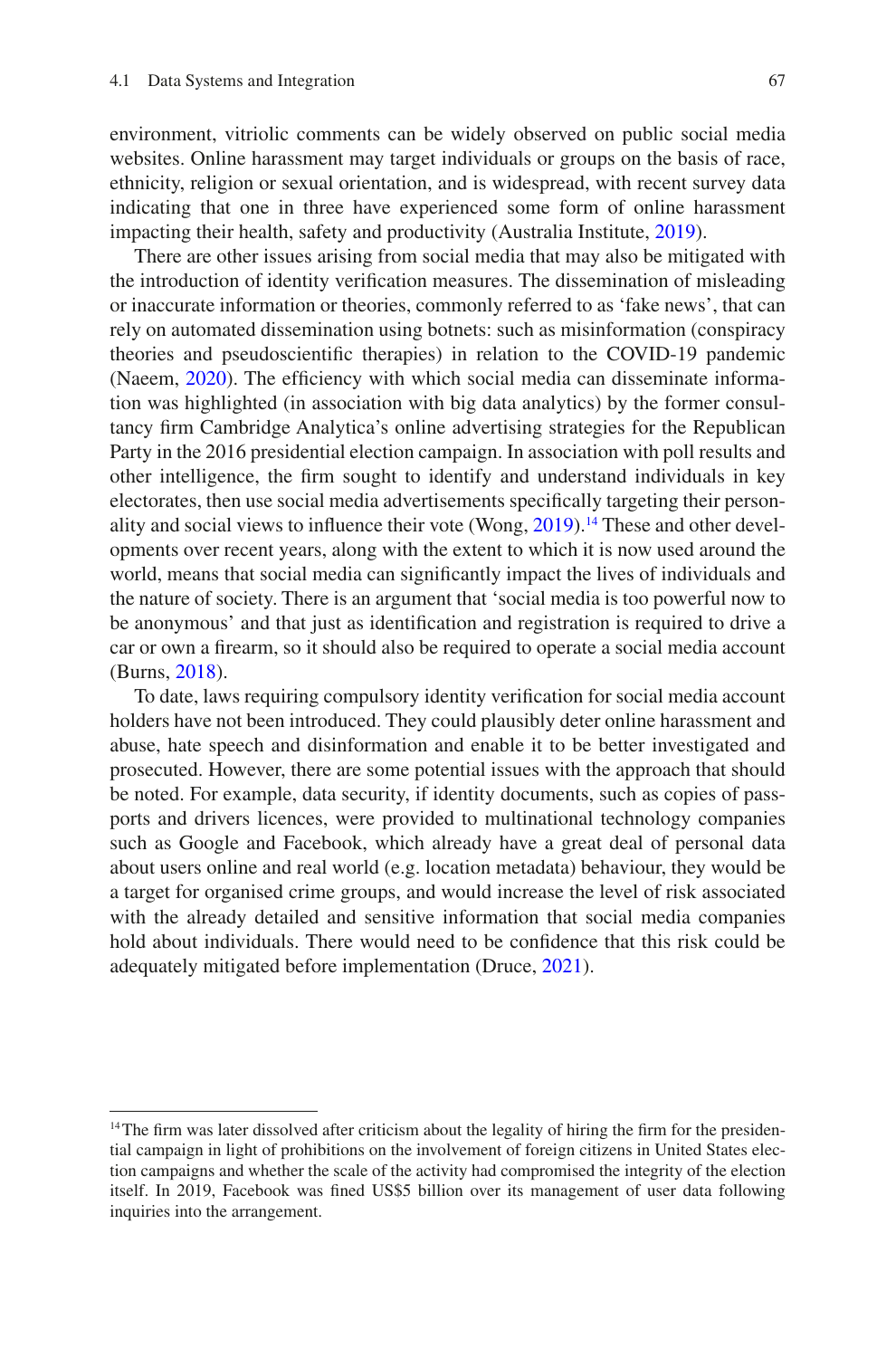environment, vitriolic comments can be widely observed on public social media websites. Online harassment may target individuals or groups on the basis of race, ethnicity, religion or sexual orientation, and is widespread, with recent survey data indicating that one in three have experienced some form of online harassment impacting their health, safety and productivity (Australia Institute, 2019).

There are other issues arising from social media that may also be mitigated with the introduction of identity verification measures. The dissemination of misleading or inaccurate information or theories, commonly referred to as 'fake news', that can rely on automated dissemination using botnets: such as misinformation (conspiracy theories and pseudoscientific therapies) in relation to the COVID-19 pandemic (Naeem, 2020). The efficiency with which social media can disseminate information was highlighted (in association with big data analytics) by the former consultancy firm Cambridge Analytica's online advertising strategies for the Republican Party in the 2016 presidential election campaign. In association with poll results and other intelligence, the firm sought to identify and understand individuals in key electorates, then use social media advertisements specifically targeting their personality and social views to influence their vote (Wong, 2019).[14] These and other developments over recent years, along with the extent to which it is now used around the world, means that social media can significantly impact the lives of individuals and the nature of society. There is an argument that 'social media is too powerful now to be anonymous' and that just as identification and registration is required to drive a car or own a firearm, so it should also be required to operate a social media account (Burns, 2018).

To date, laws requiring compulsory identity verification for social media account holders have not been introduced. They could plausibly deter online harassment and abuse, hate speech and disinformation and enable it to be better investigated and prosecuted. However, there are some potential issues with the approach that should be noted. For example, data security, if identity documents, such as copies of passports and drivers licences, were provided to multinational technology companies such as Google and Facebook, which already have a great deal of personal data about users online and real world (e.g. location metadata) behaviour, they would be a target for organised crime groups, and would increase the level of risk associated with the already detailed and sensitive information that social media companies hold about individuals. There would need to be confidence that this risk could be adequately mitigated before implementation (Druce, 2021).

---

[14] The firm was later dissolved after criticism about the legality of hiring the firm for the presidential campaign in light of prohibitions on the involvement of foreign citizens in United States election campaigns and whether the scale of the activity had compromised the integrity of the election itself. In 2019, Facebook was fined US$5 billion over its management of user data following inquiries into the arrangement.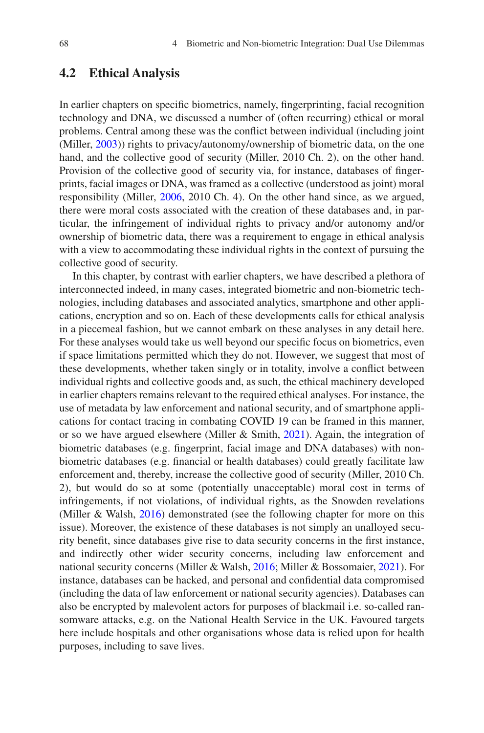## 4.2 Ethical Analysis

In earlier chapters on specific biometrics, namely, fingerprinting, facial recognition technology and DNA, we discussed a number of (often recurring) ethical or moral problems. Central among these was the conflict between individual (including joint (Miller, 2003)) rights to privacy/autonomy/ownership of biometric data, on the one hand, and the collective good of security (Miller, 2010 Ch. 2), on the other hand. Provision of the collective good of security via, for instance, databases of fingerprints, facial images or DNA, was framed as a collective (understood as joint) moral responsibility (Miller, 2006, 2010 Ch. 4). On the other hand since, as we argued, there were moral costs associated with the creation of these databases and, in particular, the infringement of individual rights to privacy and/or autonomy and/or ownership of biometric data, there was a requirement to engage in ethical analysis with a view to accommodating these individual rights in the context of pursuing the collective good of security.

In this chapter, by contrast with earlier chapters, we have described a plethora of interconnected indeed, in many cases, integrated biometric and non-biometric technologies, including databases and associated analytics, smartphone and other applications, encryption and so on. Each of these developments calls for ethical analysis in a piecemeal fashion, but we cannot embark on these analyses in any detail here. For these analyses would take us well beyond our specific focus on biometrics, even if space limitations permitted which they do not. However, we suggest that most of these developments, whether taken singly or in totality, involve a conflict between individual rights and collective goods and, as such, the ethical machinery developed in earlier chapters remains relevant to the required ethical analyses. For instance, the use of metadata by law enforcement and national security, and of smartphone applications for contact tracing in combating COVID 19 can be framed in this manner, or so we have argued elsewhere (Miller & Smith, 2021). Again, the integration of biometric databases (e.g. fingerprint, facial image and DNA databases) with non-biometric databases (e.g. financial or health databases) could greatly facilitate law enforcement and, thereby, increase the collective good of security (Miller, 2010 Ch. 2), but would do so at some (potentially unacceptable) moral cost in terms of infringements, if not violations, of individual rights, as the Snowden revelations (Miller & Walsh, 2016) demonstrated (see the following chapter for more on this issue). Moreover, the existence of these databases is not simply an unalloyed security benefit, since databases give rise to data security concerns in the first instance, and indirectly other wider security concerns, including law enforcement and national security concerns (Miller & Walsh, 2016; Miller & Bossomaier, 2021). For instance, databases can be hacked, and personal and confidential data compromised (including the data of law enforcement or national security agencies). Databases can also be encrypted by malevolent actors for purposes of blackmail i.e. so-called ransomware attacks, e.g. on the National Health Service in the UK. Favoured targets here include hospitals and other organisations whose data is relied upon for health purposes, including to save lives.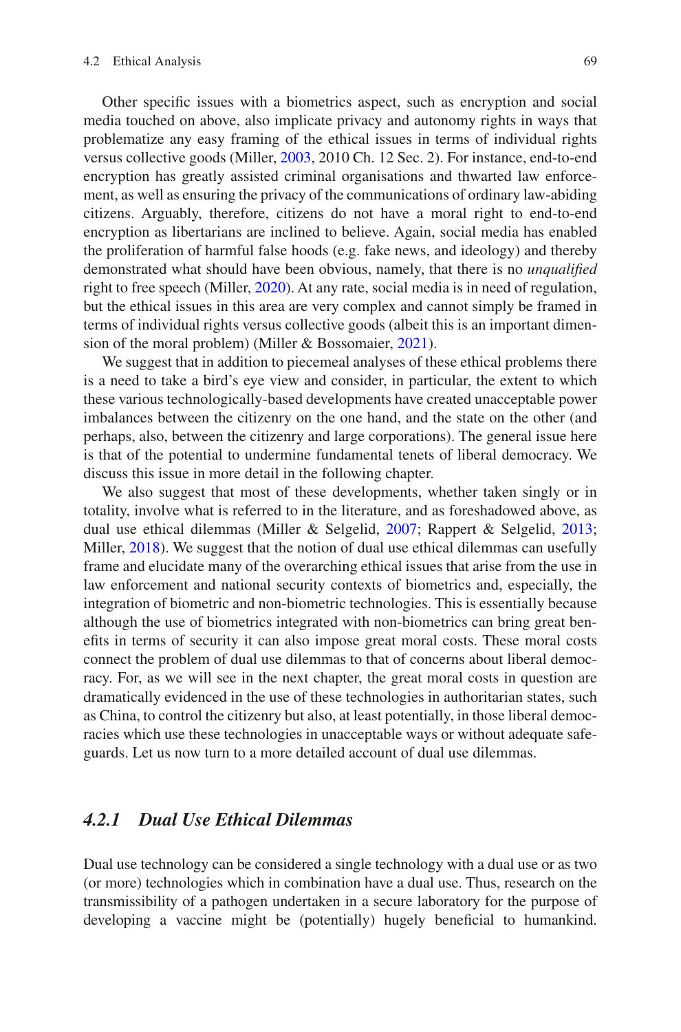Other specific issues with a biometrics aspect, such as encryption and social media touched on above, also implicate privacy and autonomy rights in ways that problematize any easy framing of the ethical issues in terms of individual rights versus collective goods (Miller, 2003, 2010 Ch. 12 Sec. 2). For instance, end-to-end encryption has greatly assisted criminal organisations and thwarted law enforcement, as well as ensuring the privacy of the communications of ordinary law-abiding citizens. Arguably, therefore, citizens do not have a moral right to end-to-end encryption as libertarians are inclined to believe. Again, social media has enabled the proliferation of harmful false hoods (e.g. fake news, and ideology) and thereby demonstrated what should have been obvious, namely, that there is no *unqualified* right to free speech (Miller, 2020). At any rate, social media is in need of regulation, but the ethical issues in this area are very complex and cannot simply be framed in terms of individual rights versus collective goods (albeit this is an important dimension of the moral problem) (Miller & Bossomaier, 2021).

We suggest that in addition to piecemeal analyses of these ethical problems there is a need to take a bird's eye view and consider, in particular, the extent to which these various technologically-based developments have created unacceptable power imbalances between the citizenry on the one hand, and the state on the other (and perhaps, also, between the citizenry and large corporations). The general issue here is that of the potential to undermine fundamental tenets of liberal democracy. We discuss this issue in more detail in the following chapter.

We also suggest that most of these developments, whether taken singly or in totality, involve what is referred to in the literature, and as foreshadowed above, as dual use ethical dilemmas (Miller & Selgelid, 2007; Rappert & Selgelid, 2013; Miller, 2018). We suggest that the notion of dual use ethical dilemmas can usefully frame and elucidate many of the overarching ethical issues that arise from the use in law enforcement and national security contexts of biometrics and, especially, the integration of biometric and non-biometric technologies. This is essentially because although the use of biometrics integrated with non-biometrics can bring great benefits in terms of security it can also impose great moral costs. These moral costs connect the problem of dual use dilemmas to that of concerns about liberal democracy. For, as we will see in the next chapter, the great moral costs in question are dramatically evidenced in the use of these technologies in authoritarian states, such as China, to control the citizenry but also, at least potentially, in those liberal democracies which use these technologies in unacceptable ways or without adequate safeguards. Let us now turn to a more detailed account of dual use dilemmas.

### *4.2.1 Dual Use Ethical Dilemmas*

Dual use technology can be considered a single technology with a dual use or as two (or more) technologies which in combination have a dual use. Thus, research on the transmissibility of a pathogen undertaken in a secure laboratory for the purpose of developing a vaccine might be (potentially) hugely beneficial to humankind.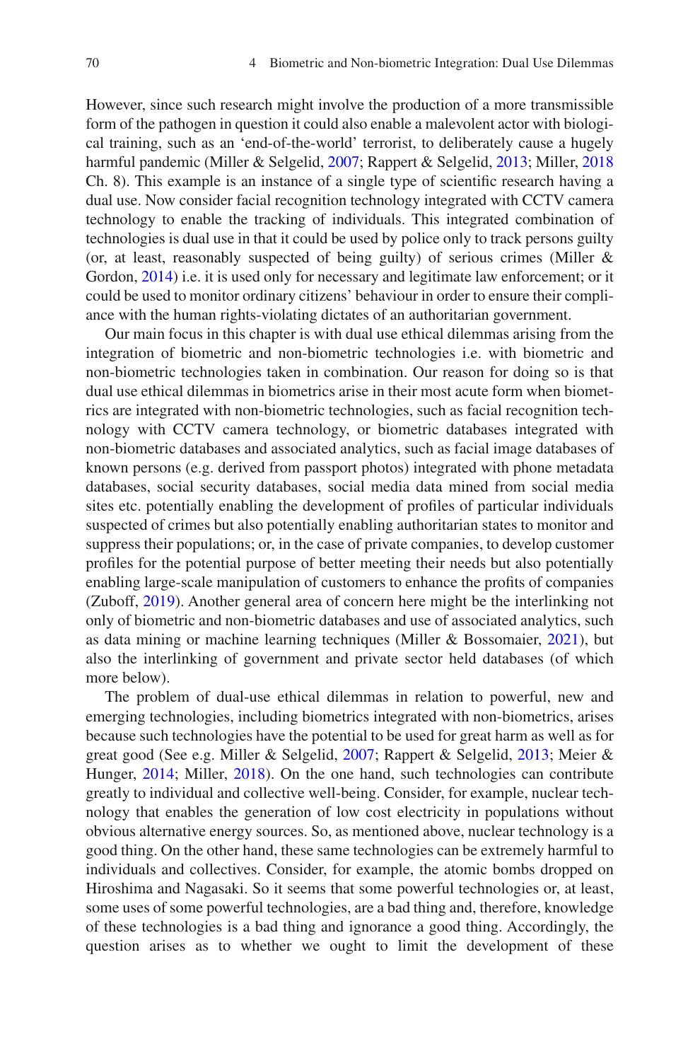However, since such research might involve the production of a more transmissible form of the pathogen in question it could also enable a malevolent actor with biological training, such as an 'end-of-the-world' terrorist, to deliberately cause a hugely harmful pandemic (Miller & Selgelid, 2007; Rappert & Selgelid, 2013; Miller, 2018 Ch. 8). This example is an instance of a single type of scientific research having a dual use. Now consider facial recognition technology integrated with CCTV camera technology to enable the tracking of individuals. This integrated combination of technologies is dual use in that it could be used by police only to track persons guilty (or, at least, reasonably suspected of being guilty) of serious crimes (Miller & Gordon, 2014) i.e. it is used only for necessary and legitimate law enforcement; or it could be used to monitor ordinary citizens' behaviour in order to ensure their compliance with the human rights-violating dictates of an authoritarian government.

Our main focus in this chapter is with dual use ethical dilemmas arising from the integration of biometric and non-biometric technologies i.e. with biometric and non-biometric technologies taken in combination. Our reason for doing so is that dual use ethical dilemmas in biometrics arise in their most acute form when biometrics are integrated with non-biometric technologies, such as facial recognition technology with CCTV camera technology, or biometric databases integrated with non-biometric databases and associated analytics, such as facial image databases of known persons (e.g. derived from passport photos) integrated with phone metadata databases, social security databases, social media data mined from social media sites etc. potentially enabling the development of profiles of particular individuals suspected of crimes but also potentially enabling authoritarian states to monitor and suppress their populations; or, in the case of private companies, to develop customer profiles for the potential purpose of better meeting their needs but also potentially enabling large-scale manipulation of customers to enhance the profits of companies (Zuboff, 2019). Another general area of concern here might be the interlinking not only of biometric and non-biometric databases and use of associated analytics, such as data mining or machine learning techniques (Miller & Bossomaier, 2021), but also the interlinking of government and private sector held databases (of which more below).

The problem of dual-use ethical dilemmas in relation to powerful, new and emerging technologies, including biometrics integrated with non-biometrics, arises because such technologies have the potential to be used for great harm as well as for great good (See e.g. Miller & Selgelid, 2007; Rappert & Selgelid, 2013; Meier & Hunger, 2014; Miller, 2018). On the one hand, such technologies can contribute greatly to individual and collective well-being. Consider, for example, nuclear technology that enables the generation of low cost electricity in populations without obvious alternative energy sources. So, as mentioned above, nuclear technology is a good thing. On the other hand, these same technologies can be extremely harmful to individuals and collectives. Consider, for example, the atomic bombs dropped on Hiroshima and Nagasaki. So it seems that some powerful technologies or, at least, some uses of some powerful technologies, are a bad thing and, therefore, knowledge of these technologies is a bad thing and ignorance a good thing. Accordingly, the question arises as to whether we ought to limit the development of these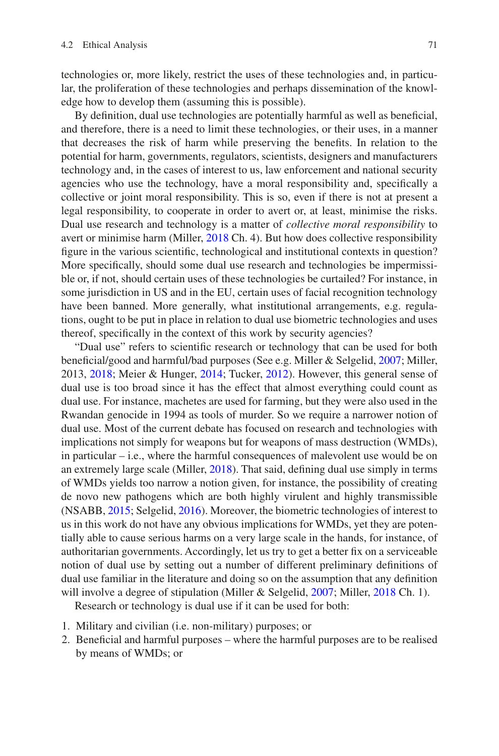technologies or, more likely, restrict the uses of these technologies and, in particular, the proliferation of these technologies and perhaps dissemination of the knowledge how to develop them (assuming this is possible).

By definition, dual use technologies are potentially harmful as well as beneficial, and therefore, there is a need to limit these technologies, or their uses, in a manner that decreases the risk of harm while preserving the benefits. In relation to the potential for harm, governments, regulators, scientists, designers and manufacturers technology and, in the cases of interest to us, law enforcement and national security agencies who use the technology, have a moral responsibility and, specifically a collective or joint moral responsibility. This is so, even if there is not at present a legal responsibility, to cooperate in order to avert or, at least, minimise the risks. Dual use research and technology is a matter of *collective moral responsibility* to avert or minimise harm (Miller, 2018 Ch. 4). But how does collective responsibility figure in the various scientific, technological and institutional contexts in question? More specifically, should some dual use research and technologies be impermissible or, if not, should certain uses of these technologies be curtailed? For instance, in some jurisdiction in US and in the EU, certain uses of facial recognition technology have been banned. More generally, what institutional arrangements, e.g. regulations, ought to be put in place in relation to dual use biometric technologies and uses thereof, specifically in the context of this work by security agencies?

"Dual use" refers to scientific research or technology that can be used for both beneficial/good and harmful/bad purposes (See e.g. Miller & Selgelid, 2007; Miller, 2013, 2018; Meier & Hunger, 2014; Tucker, 2012). However, this general sense of dual use is too broad since it has the effect that almost everything could count as dual use. For instance, machetes are used for farming, but they were also used in the Rwandan genocide in 1994 as tools of murder. So we require a narrower notion of dual use. Most of the current debate has focused on research and technologies with implications not simply for weapons but for weapons of mass destruction (WMDs), in particular – i.e., where the harmful consequences of malevolent use would be on an extremely large scale (Miller, 2018). That said, defining dual use simply in terms of WMDs yields too narrow a notion given, for instance, the possibility of creating de novo new pathogens which are both highly virulent and highly transmissible (NSABB, 2015; Selgelid, 2016). Moreover, the biometric technologies of interest to us in this work do not have any obvious implications for WMDs, yet they are potentially able to cause serious harms on a very large scale in the hands, for instance, of authoritarian governments. Accordingly, let us try to get a better fix on a serviceable notion of dual use by setting out a number of different preliminary definitions of dual use familiar in the literature and doing so on the assumption that any definition will involve a degree of stipulation (Miller & Selgelid, 2007; Miller, 2018 Ch. 1).

Research or technology is dual use if it can be used for both:

1. Military and civilian (i.e. non-military) purposes; or
2. Beneficial and harmful purposes – where the harmful purposes are to be realised by means of WMDs; or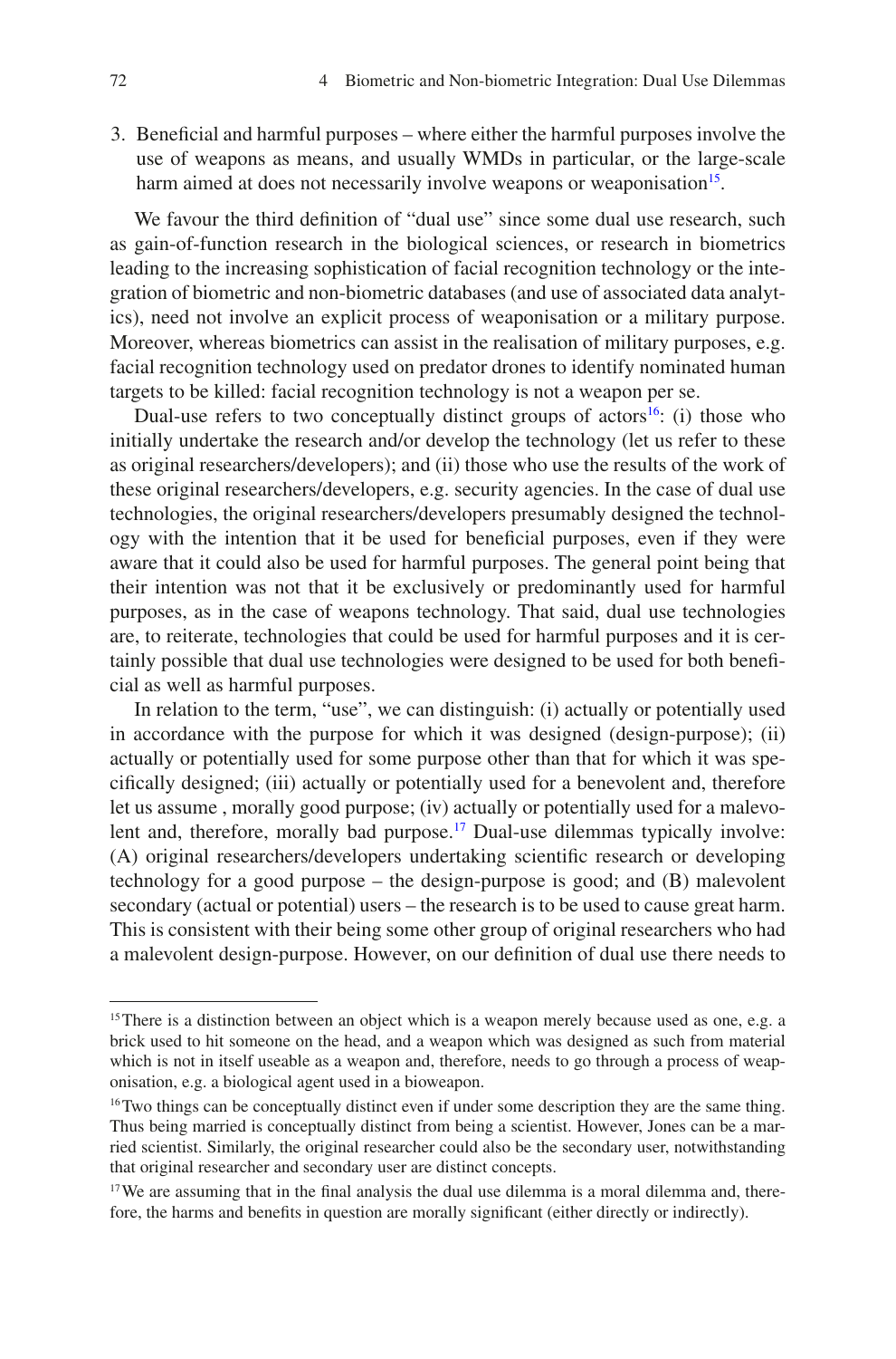3. Beneficial and harmful purposes – where either the harmful purposes involve the use of weapons as means, and usually WMDs in particular, or the large-scale harm aimed at does not necessarily involve weapons or weaponisation[15].

We favour the third definition of "dual use" since some dual use research, such as gain-of-function research in the biological sciences, or research in biometrics leading to the increasing sophistication of facial recognition technology or the integration of biometric and non-biometric databases (and use of associated data analytics), need not involve an explicit process of weaponisation or a military purpose. Moreover, whereas biometrics can assist in the realisation of military purposes, e.g. facial recognition technology used on predator drones to identify nominated human targets to be killed: facial recognition technology is not a weapon per se.

Dual-use refers to two conceptually distinct groups of actors[16]: (i) those who initially undertake the research and/or develop the technology (let us refer to these as original researchers/developers); and (ii) those who use the results of the work of these original researchers/developers, e.g. security agencies. In the case of dual use technologies, the original researchers/developers presumably designed the technology with the intention that it be used for beneficial purposes, even if they were aware that it could also be used for harmful purposes. The general point being that their intention was not that it be exclusively or predominantly used for harmful purposes, as in the case of weapons technology. That said, dual use technologies are, to reiterate, technologies that could be used for harmful purposes and it is certainly possible that dual use technologies were designed to be used for both beneficial as well as harmful purposes.

In relation to the term, "use", we can distinguish: (i) actually or potentially used in accordance with the purpose for which it was designed (design-purpose); (ii) actually or potentially used for some purpose other than that for which it was specifically designed; (iii) actually or potentially used for a benevolent and, therefore let us assume , morally good purpose; (iv) actually or potentially used for a malevolent and, therefore, morally bad purpose.[17] Dual-use dilemmas typically involve: (A) original researchers/developers undertaking scientific research or developing technology for a good purpose – the design-purpose is good; and (B) malevolent secondary (actual or potential) users – the research is to be used to cause great harm. This is consistent with their being some other group of original researchers who had a malevolent design-purpose. However, on our definition of dual use there needs to

[15] There is a distinction between an object which is a weapon merely because used as one, e.g. a brick used to hit someone on the head, and a weapon which was designed as such from material which is not in itself useable as a weapon and, therefore, needs to go through a process of weaponisation, e.g. a biological agent used in a bioweapon.

[16] Two things can be conceptually distinct even if under some description they are the same thing. Thus being married is conceptually distinct from being a scientist. However, Jones can be a married scientist. Similarly, the original researcher could also be the secondary user, notwithstanding that original researcher and secondary user are distinct concepts.

[17] We are assuming that in the final analysis the dual use dilemma is a moral dilemma and, therefore, the harms and benefits in question are morally significant (either directly or indirectly).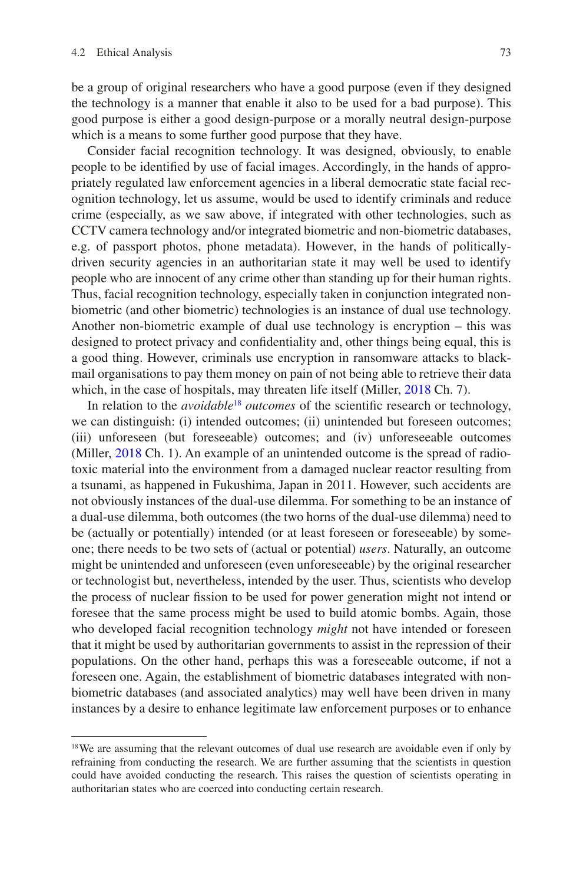be a group of original researchers who have a good purpose (even if they designed the technology is a manner that enable it also to be used for a bad purpose). This good purpose is either a good design-purpose or a morally neutral design-purpose which is a means to some further good purpose that they have.

Consider facial recognition technology. It was designed, obviously, to enable people to be identified by use of facial images. Accordingly, in the hands of appropriately regulated law enforcement agencies in a liberal democratic state facial recognition technology, let us assume, would be used to identify criminals and reduce crime (especially, as we saw above, if integrated with other technologies, such as CCTV camera technology and/or integrated biometric and non-biometric databases, e.g. of passport photos, phone metadata). However, in the hands of politically-driven security agencies in an authoritarian state it may well be used to identify people who are innocent of any crime other than standing up for their human rights. Thus, facial recognition technology, especially taken in conjunction integrated non-biometric (and other biometric) technologies is an instance of dual use technology. Another non-biometric example of dual use technology is encryption – this was designed to protect privacy and confidentiality and, other things being equal, this is a good thing. However, criminals use encryption in ransomware attacks to blackmail organisations to pay them money on pain of not being able to retrieve their data which, in the case of hospitals, may threaten life itself (Miller, 2018 Ch. 7).

In relation to the *avoidable*[18] *outcomes* of the scientific research or technology, we can distinguish: (i) intended outcomes; (ii) unintended but foreseen outcomes; (iii) unforeseen (but foreseeable) outcomes; and (iv) unforeseeable outcomes (Miller, 2018 Ch. 1). An example of an unintended outcome is the spread of radiotoxic material into the environment from a damaged nuclear reactor resulting from a tsunami, as happened in Fukushima, Japan in 2011. However, such accidents are not obviously instances of the dual-use dilemma. For something to be an instance of a dual-use dilemma, both outcomes (the two horns of the dual-use dilemma) need to be (actually or potentially) intended (or at least foreseen or foreseeable) by someone; there needs to be two sets of (actual or potential) *users*. Naturally, an outcome might be unintended and unforeseen (even unforeseeable) by the original researcher or technologist but, nevertheless, intended by the user. Thus, scientists who develop the process of nuclear fission to be used for power generation might not intend or foresee that the same process might be used to build atomic bombs. Again, those who developed facial recognition technology *might* not have intended or foreseen that it might be used by authoritarian governments to assist in the repression of their populations. On the other hand, perhaps this was a foreseeable outcome, if not a foreseen one. Again, the establishment of biometric databases integrated with non-biometric databases (and associated analytics) may well have been driven in many instances by a desire to enhance legitimate law enforcement purposes or to enhance

[18] We are assuming that the relevant outcomes of dual use research are avoidable even if only by refraining from conducting the research. We are further assuming that the scientists in question could have avoided conducting the research. This raises the question of scientists operating in authoritarian states who are coerced into conducting certain research.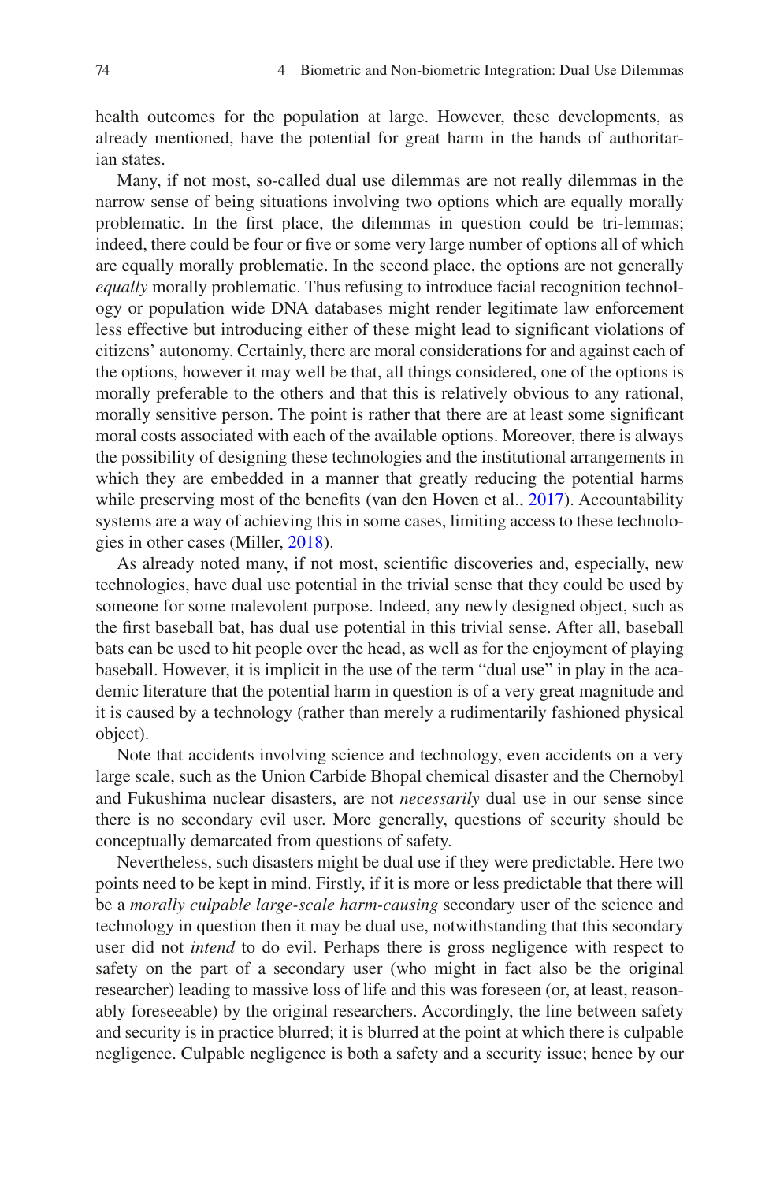health outcomes for the population at large. However, these developments, as already mentioned, have the potential for great harm in the hands of authoritarian states.

Many, if not most, so-called dual use dilemmas are not really dilemmas in the narrow sense of being situations involving two options which are equally morally problematic. In the first place, the dilemmas in question could be tri-lemmas; indeed, there could be four or five or some very large number of options all of which are equally morally problematic. In the second place, the options are not generally *equally* morally problematic. Thus refusing to introduce facial recognition technology or population wide DNA databases might render legitimate law enforcement less effective but introducing either of these might lead to significant violations of citizens' autonomy. Certainly, there are moral considerations for and against each of the options, however it may well be that, all things considered, one of the options is morally preferable to the others and that this is relatively obvious to any rational, morally sensitive person. The point is rather that there are at least some significant moral costs associated with each of the available options. Moreover, there is always the possibility of designing these technologies and the institutional arrangements in which they are embedded in a manner that greatly reducing the potential harms while preserving most of the benefits (van den Hoven et al., 2017). Accountability systems are a way of achieving this in some cases, limiting access to these technologies in other cases (Miller, 2018).

As already noted many, if not most, scientific discoveries and, especially, new technologies, have dual use potential in the trivial sense that they could be used by someone for some malevolent purpose. Indeed, any newly designed object, such as the first baseball bat, has dual use potential in this trivial sense. After all, baseball bats can be used to hit people over the head, as well as for the enjoyment of playing baseball. However, it is implicit in the use of the term "dual use" in play in the academic literature that the potential harm in question is of a very great magnitude and it is caused by a technology (rather than merely a rudimentarily fashioned physical object).

Note that accidents involving science and technology, even accidents on a very large scale, such as the Union Carbide Bhopal chemical disaster and the Chernobyl and Fukushima nuclear disasters, are not *necessarily* dual use in our sense since there is no secondary evil user. More generally, questions of security should be conceptually demarcated from questions of safety.

Nevertheless, such disasters might be dual use if they were predictable. Here two points need to be kept in mind. Firstly, if it is more or less predictable that there will be a *morally culpable large-scale harm-causing* secondary user of the science and technology in question then it may be dual use, notwithstanding that this secondary user did not *intend* to do evil. Perhaps there is gross negligence with respect to safety on the part of a secondary user (who might in fact also be the original researcher) leading to massive loss of life and this was foreseen (or, at least, reasonably foreseeable) by the original researchers. Accordingly, the line between safety and security is in practice blurred; it is blurred at the point at which there is culpable negligence. Culpable negligence is both a safety and a security issue; hence by our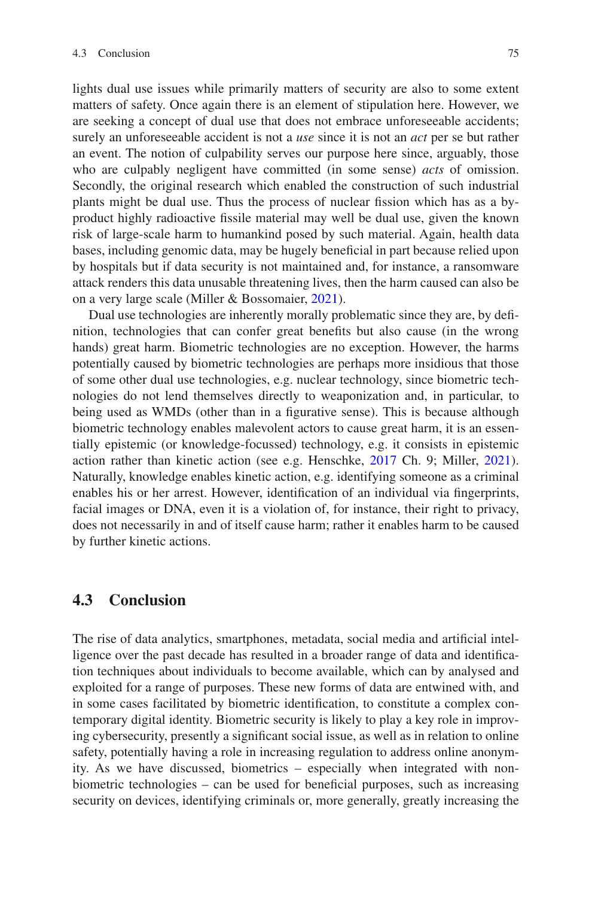lights dual use issues while primarily matters of security are also to some extent matters of safety. Once again there is an element of stipulation here. However, we are seeking a concept of dual use that does not embrace unforeseeable accidents; surely an unforeseeable accident is not a *use* since it is not an *act* per se but rather an event. The notion of culpability serves our purpose here since, arguably, those who are culpably negligent have committed (in some sense) *acts* of omission. Secondly, the original research which enabled the construction of such industrial plants might be dual use. Thus the process of nuclear fission which has as a by-product highly radioactive fissile material may well be dual use, given the known risk of large-scale harm to humankind posed by such material. Again, health data bases, including genomic data, may be hugely beneficial in part because relied upon by hospitals but if data security is not maintained and, for instance, a ransomware attack renders this data unusable threatening lives, then the harm caused can also be on a very large scale (Miller & Bossomaier, 2021).

Dual use technologies are inherently morally problematic since they are, by definition, technologies that can confer great benefits but also cause (in the wrong hands) great harm. Biometric technologies are no exception. However, the harms potentially caused by biometric technologies are perhaps more insidious that those of some other dual use technologies, e.g. nuclear technology, since biometric technologies do not lend themselves directly to weaponization and, in particular, to being used as WMDs (other than in a figurative sense). This is because although biometric technology enables malevolent actors to cause great harm, it is an essentially epistemic (or knowledge-focussed) technology, e.g. it consists in epistemic action rather than kinetic action (see e.g. Henschke, 2017 Ch. 9; Miller, 2021). Naturally, knowledge enables kinetic action, e.g. identifying someone as a criminal enables his or her arrest. However, identification of an individual via fingerprints, facial images or DNA, even it is a violation of, for instance, their right to privacy, does not necessarily in and of itself cause harm; rather it enables harm to be caused by further kinetic actions.

## 4.3 Conclusion

The rise of data analytics, smartphones, metadata, social media and artificial intelligence over the past decade has resulted in a broader range of data and identification techniques about individuals to become available, which can by analysed and exploited for a range of purposes. These new forms of data are entwined with, and in some cases facilitated by biometric identification, to constitute a complex contemporary digital identity. Biometric security is likely to play a key role in improving cybersecurity, presently a significant social issue, as well as in relation to online safety, potentially having a role in increasing regulation to address online anonymity. As we have discussed, biometrics – especially when integrated with non-biometric technologies – can be used for beneficial purposes, such as increasing security on devices, identifying criminals or, more generally, greatly increasing the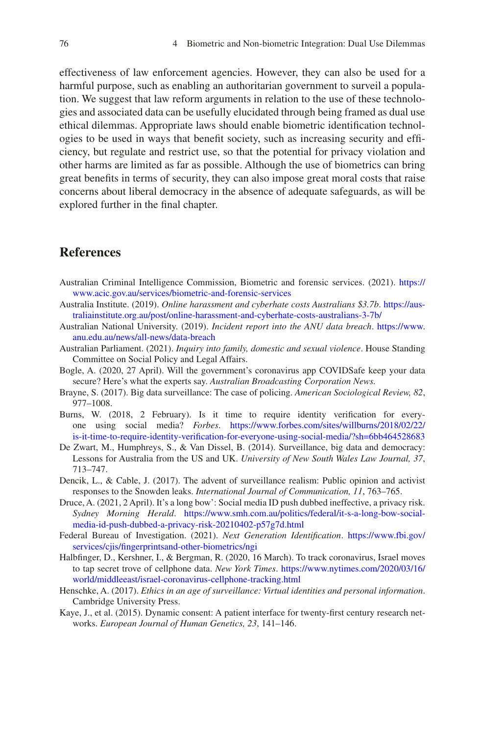effectiveness of law enforcement agencies. However, they can also be used for a harmful purpose, such as enabling an authoritarian government to surveil a population. We suggest that law reform arguments in relation to the use of these technologies and associated data can be usefully elucidated through being framed as dual use ethical dilemmas. Appropriate laws should enable biometric identification technologies to be used in ways that benefit society, such as increasing security and efficiency, but regulate and restrict use, so that the potential for privacy violation and other harms are limited as far as possible. Although the use of biometrics can bring great benefits in terms of security, they can also impose great moral costs that raise concerns about liberal democracy in the absence of adequate safeguards, as will be explored further in the final chapter.

## References

Australian Criminal Intelligence Commission, Biometric and forensic services. (2021). https://www.acic.gov.au/services/biometric-and-forensic-services

Australia Institute. (2019). *Online harassment and cyberhate costs Australians $3.7b*. https://australiainstitute.org.au/post/online-harassment-and-cyberhate-costs-australians-3-7b/

Australian National University. (2019). *Incident report into the ANU data breach*. https://www.anu.edu.au/news/all-news/data-breach

Australian Parliament. (2021). *Inquiry into family, domestic and sexual violence*. House Standing Committee on Social Policy and Legal Affairs.

Bogle, A. (2020, 27 April). Will the government's coronavirus app COVIDSafe keep your data secure? Here's what the experts say. *Australian Broadcasting Corporation News.*

Brayne, S. (2017). Big data surveillance: The case of policing. *American Sociological Review, 82*, 977–1008.

Burns, W. (2018, 2 February). Is it time to require identity verification for everyone using social media? *Forbes*. https://www.forbes.com/sites/willburns/2018/02/22/is-it-time-to-require-identity-verification-for-everyone-using-social-media/?sh=6bb464528683

De Zwart, M., Humphreys, S., & Van Dissel, B. (2014). Surveillance, big data and democracy: Lessons for Australia from the US and UK. *University of New South Wales Law Journal, 37*, 713–747.

Dencik, L., & Cable, J. (2017). The advent of surveillance realism: Public opinion and activist responses to the Snowden leaks. *International Journal of Communication, 11*, 763–765.

Druce, A. (2021, 2 April). It's a long bow': Social media ID push dubbed ineffective, a privacy risk. *Sydney Morning Herald*. https://www.smh.com.au/politics/federal/it-s-a-long-bow-social-media-id-push-dubbed-a-privacy-risk-20210402-p57g7d.html

Federal Bureau of Investigation. (2021). *Next Generation Identification*. https://www.fbi.gov/services/cjis/fingerprintsand-other-biometrics/ngi

Halbfinger, D., Kershner, I., & Bergman, R. (2020, 16 March). To track coronavirus, Israel moves to tap secret trove of cellphone data. *New York Times*. https://www.nytimes.com/2020/03/16/world/middleeast/israel-coronavirus-cellphone-tracking.html

Henschke, A. (2017). *Ethics in an age of surveillance: Virtual identities and personal information*. Cambridge University Press.

Kaye, J., et al. (2015). Dynamic consent: A patient interface for twenty-first century research networks. *European Journal of Human Genetics, 23*, 141–146.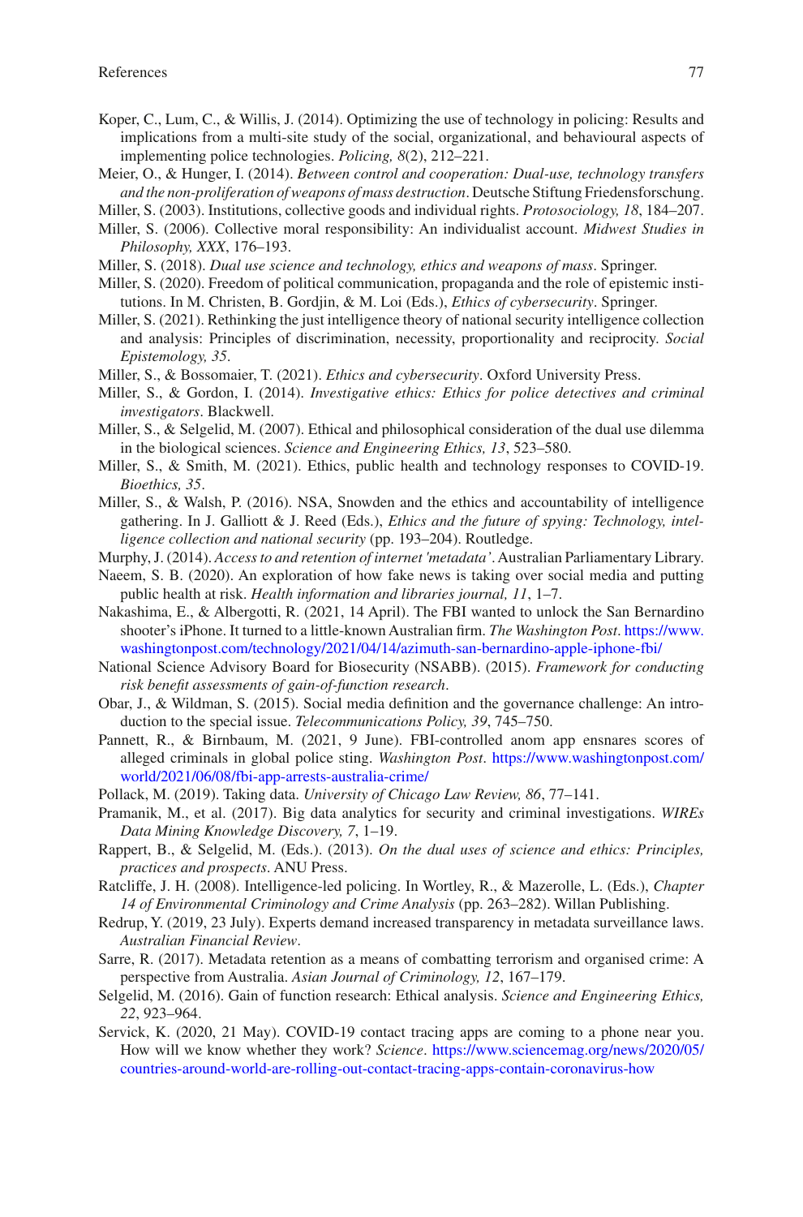Koper, C., Lum, C., & Willis, J. (2014). Optimizing the use of technology in policing: Results and implications from a multi-site study of the social, organizational, and behavioural aspects of implementing police technologies. *Policing, 8*(2), 212–221.

Meier, O., & Hunger, I. (2014). *Between control and cooperation: Dual-use, technology transfers and the non-proliferation of weapons of mass destruction*. Deutsche Stiftung Friedensforschung.

Miller, S. (2003). Institutions, collective goods and individual rights. *Protosociology, 18*, 184–207.

Miller, S. (2006). Collective moral responsibility: An individualist account. *Midwest Studies in Philosophy, XXX*, 176–193.

Miller, S. (2018). *Dual use science and technology, ethics and weapons of mass*. Springer.

Miller, S. (2020). Freedom of political communication, propaganda and the role of epistemic institutions. In M. Christen, B. Gordjin, & M. Loi (Eds.), *Ethics of cybersecurity*. Springer.

Miller, S. (2021). Rethinking the just intelligence theory of national security intelligence collection and analysis: Principles of discrimination, necessity, proportionality and reciprocity. *Social Epistemology, 35*.

Miller, S., & Bossomaier, T. (2021). *Ethics and cybersecurity*. Oxford University Press.

Miller, S., & Gordon, I. (2014). *Investigative ethics: Ethics for police detectives and criminal investigators*. Blackwell.

Miller, S., & Selgelid, M. (2007). Ethical and philosophical consideration of the dual use dilemma in the biological sciences. *Science and Engineering Ethics, 13*, 523–580.

Miller, S., & Smith, M. (2021). Ethics, public health and technology responses to COVID-19. *Bioethics, 35*.

Miller, S., & Walsh, P. (2016). NSA, Snowden and the ethics and accountability of intelligence gathering. In J. Galliott & J. Reed (Eds.), *Ethics and the future of spying: Technology, intelligence collection and national security* (pp. 193–204). Routledge.

Murphy, J. (2014). *Access to and retention of internet 'metadata'*. Australian Parliamentary Library.

Naeem, S. B. (2020). An exploration of how fake news is taking over social media and putting public health at risk. *Health information and libraries journal, 11*, 1–7.

Nakashima, E., & Albergotti, R. (2021, 14 April). The FBI wanted to unlock the San Bernardino shooter's iPhone. It turned to a little-known Australian firm. *The Washington Post*. https://www.washingtonpost.com/technology/2021/04/14/azimuth-san-bernardino-apple-iphone-fbi/

National Science Advisory Board for Biosecurity (NSABB). (2015). *Framework for conducting risk benefit assessments of gain-of-function research*.

Obar, J., & Wildman, S. (2015). Social media definition and the governance challenge: An introduction to the special issue. *Telecommunications Policy, 39*, 745–750.

Pannett, R., & Birnbaum, M. (2021, 9 June). FBI-controlled anom app ensnares scores of alleged criminals in global police sting. *Washington Post*. https://www.washingtonpost.com/world/2021/06/08/fbi-app-arrests-australia-crime/

Pollack, M. (2019). Taking data. *University of Chicago Law Review, 86*, 77–141.

Pramanik, M., et al. (2017). Big data analytics for security and criminal investigations. *WIREs Data Mining Knowledge Discovery, 7*, 1–19.

Rappert, B., & Selgelid, M. (Eds.). (2013). *On the dual uses of science and ethics: Principles, practices and prospects*. ANU Press.

Ratcliffe, J. H. (2008). Intelligence-led policing. In Wortley, R., & Mazerolle, L. (Eds.), *Chapter 14 of Environmental Criminology and Crime Analysis* (pp. 263–282). Willan Publishing.

Redrup, Y. (2019, 23 July). Experts demand increased transparency in metadata surveillance laws. *Australian Financial Review*.

Sarre, R. (2017). Metadata retention as a means of combatting terrorism and organised crime: A perspective from Australia. *Asian Journal of Criminology, 12*, 167–179.

Selgelid, M. (2016). Gain of function research: Ethical analysis. *Science and Engineering Ethics, 22*, 923–964.

Servick, K. (2020, 21 May). COVID-19 contact tracing apps are coming to a phone near you. How will we know whether they work? *Science*. https://www.sciencemag.org/news/2020/05/countries-around-world-are-rolling-out-contact-tracing-apps-contain-coronavirus-how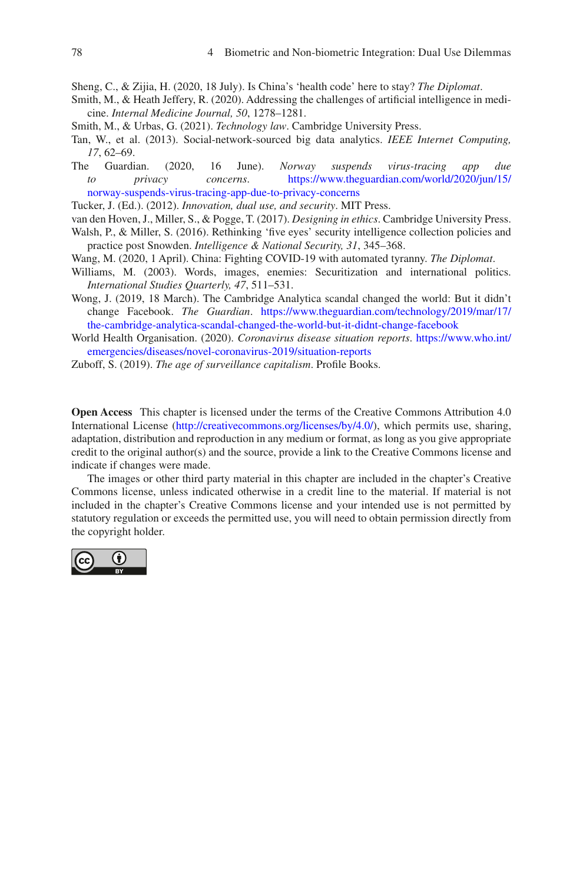Sheng, C., & Zijia, H. (2020, 18 July). Is China's 'health code' here to stay? *The Diplomat*.

Smith, M., & Heath Jeffery, R. (2020). Addressing the challenges of artificial intelligence in medicine. *Internal Medicine Journal, 50*, 1278–1281.

Smith, M., & Urbas, G. (2021). *Technology law*. Cambridge University Press.

Tan, W., et al. (2013). Social-network-sourced big data analytics. *IEEE Internet Computing, 17*, 62–69.

The Guardian. (2020, 16 June). *Norway suspends virus-tracing app due to privacy concerns*. https://www.theguardian.com/world/2020/jun/15/norway-suspends-virus-tracing-app-due-to-privacy-concerns

Tucker, J. (Ed.). (2012). *Innovation, dual use, and security*. MIT Press.

van den Hoven, J., Miller, S., & Pogge, T. (2017). *Designing in ethics*. Cambridge University Press.

Walsh, P., & Miller, S. (2016). Rethinking 'five eyes' security intelligence collection policies and practice post Snowden. *Intelligence & National Security, 31*, 345–368.

Wang, M. (2020, 1 April). China: Fighting COVID-19 with automated tyranny. *The Diplomat*.

Williams, M. (2003). Words, images, enemies: Securitization and international politics. *International Studies Quarterly, 47*, 511–531.

Wong, J. (2019, 18 March). The Cambridge Analytica scandal changed the world: But it didn't change Facebook. *The Guardian*. https://www.theguardian.com/technology/2019/mar/17/the-cambridge-analytica-scandal-changed-the-world-but-it-didnt-change-facebook

World Health Organisation. (2020). *Coronavirus disease situation reports*. https://www.who.int/emergencies/diseases/novel-coronavirus-2019/situation-reports

Zuboff, S. (2019). *The age of surveillance capitalism*. Profile Books.

**Open Access** This chapter is licensed under the terms of the Creative Commons Attribution 4.0 International License (http://creativecommons.org/licenses/by/4.0/), which permits use, sharing, adaptation, distribution and reproduction in any medium or format, as long as you give appropriate credit to the original author(s) and the source, provide a link to the Creative Commons license and indicate if changes were made.

The images or other third party material in this chapter are included in the chapter's Creative Commons license, unless indicated otherwise in a credit line to the material. If material is not included in the chapter's Creative Commons license and your intended use is not permitted by statutory regulation or exceeds the permitted use, you will need to obtain permission directly from the copyright holder.